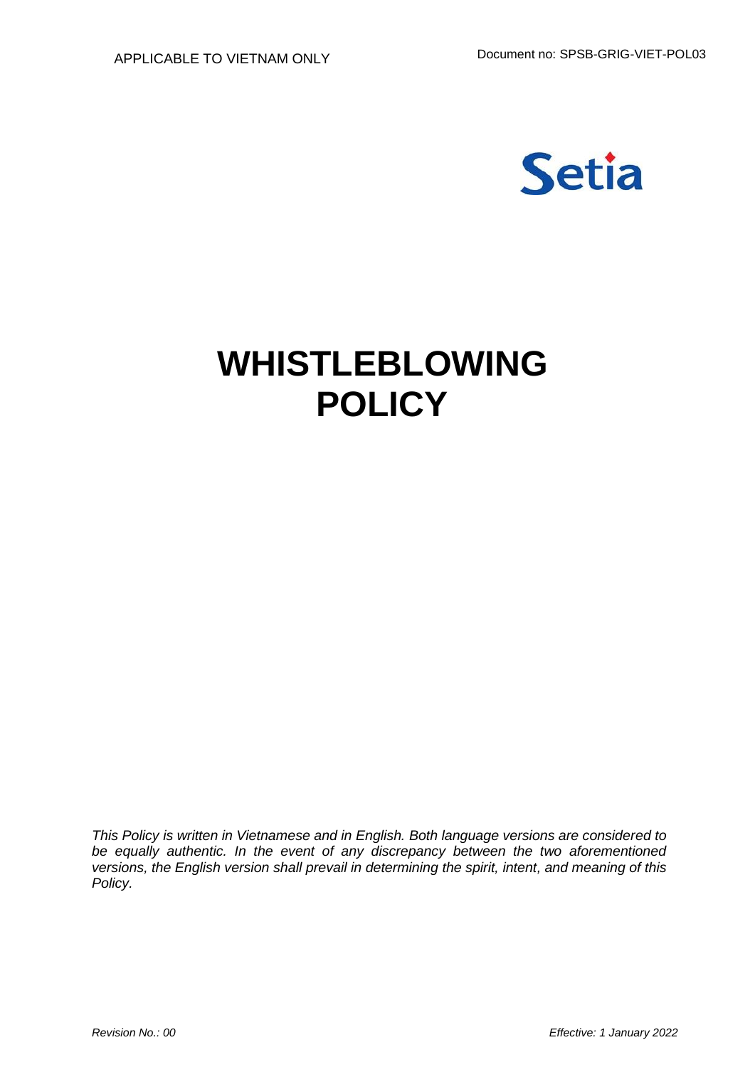APPLICABLE TO VIETNAM ONLY

Document no: SPSB-GRIG-VIET-POL03

Setia

# WHISTLEBLOWING POLICY

*This Policy is written in Vietnamese and in English. Both language versions are considered to be equally authentic. In the event of any discrepancy between the two aforementioned versions, the English version shall prevail in determining the spirit, intent, and meaning of this Policy.*

*Revision No.: 00*

*Effective: 1 January 2022*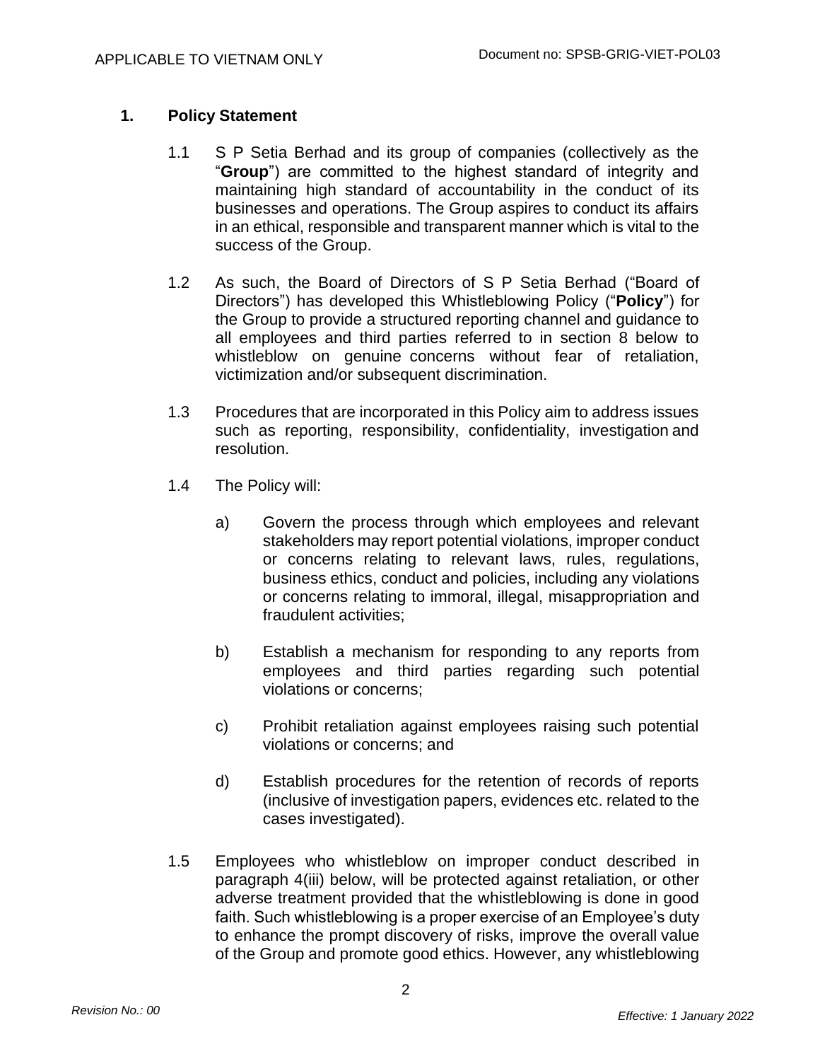## 1. Policy Statement

1.1 S P Setia Berhad and its group of companies (collectively as the "**Group**") are committed to the highest standard of integrity and maintaining high standard of accountability in the conduct of its businesses and operations. The Group aspires to conduct its affairs in an ethical, responsible and transparent manner which is vital to the success of the Group.

1.2 As such, the Board of Directors of S P Setia Berhad ("Board of Directors") has developed this Whistleblowing Policy ("**Policy**") for the Group to provide a structured reporting channel and guidance to all employees and third parties referred to in section 8 below to whistleblow on genuine concerns without fear of retaliation, victimization and/or subsequent discrimination.

1.3 Procedures that are incorporated in this Policy aim to address issues such as reporting, responsibility, confidentiality, investigation and resolution.

1.4 The Policy will:

a) Govern the process through which employees and relevant stakeholders may report potential violations, improper conduct or concerns relating to relevant laws, rules, regulations, business ethics, conduct and policies, including any violations or concerns relating to immoral, illegal, misappropriation and fraudulent activities;

b) Establish a mechanism for responding to any reports from employees and third parties regarding such potential violations or concerns;

c) Prohibit retaliation against employees raising such potential violations or concerns; and

d) Establish procedures for the retention of records of reports (inclusive of investigation papers, evidences etc. related to the cases investigated).

1.5 Employees who whistleblow on improper conduct described in paragraph 4(iii) below, will be protected against retaliation, or other adverse treatment provided that the whistleblowing is done in good faith. Such whistleblowing is a proper exercise of an Employee's duty to enhance the prompt discovery of risks, improve the overall value of the Group and promote good ethics. However, any whistleblowing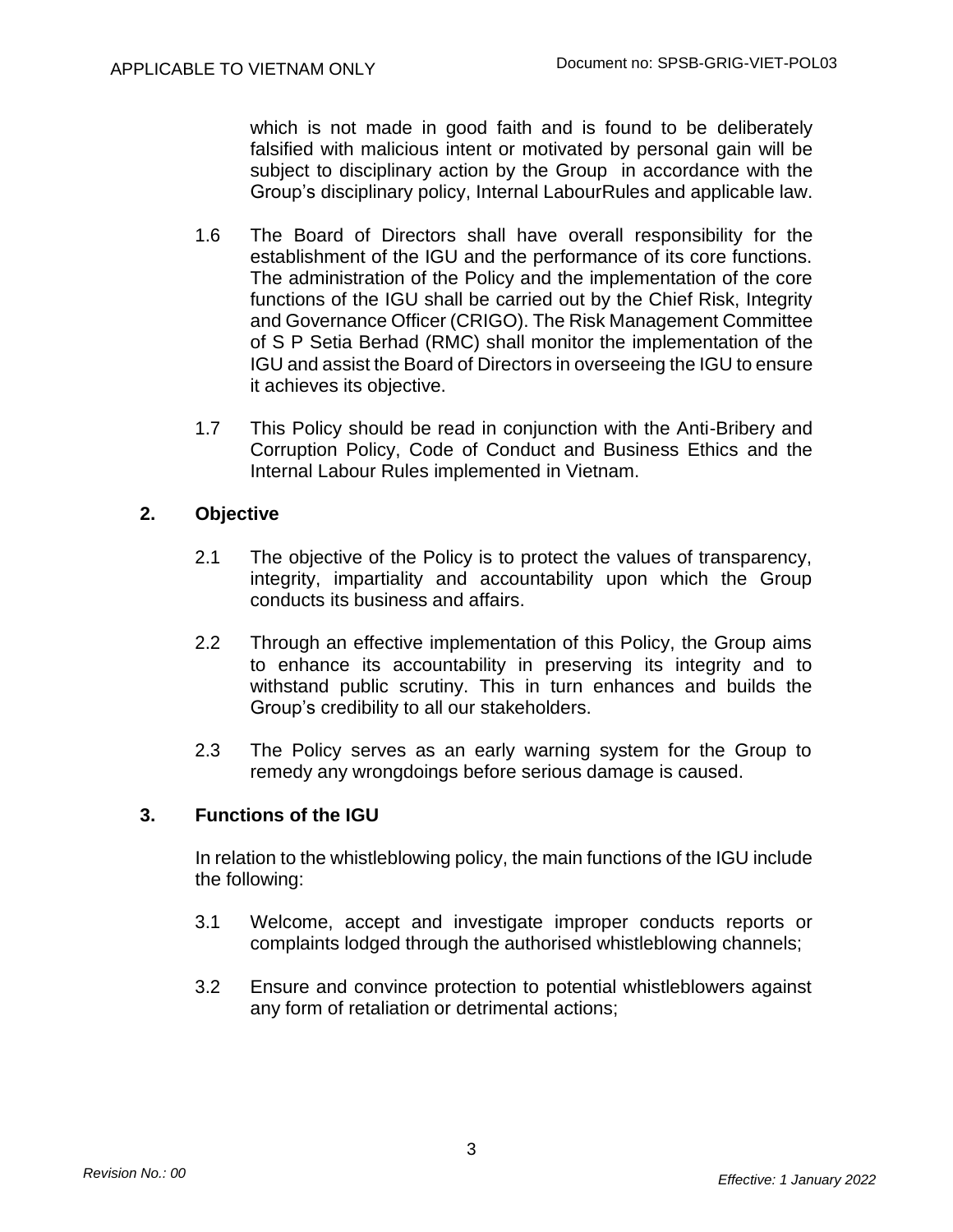which is not made in good faith and is found to be deliberately falsified with malicious intent or motivated by personal gain will be subject to disciplinary action by the Group in accordance with the Group's disciplinary policy, Internal LabourRules and applicable law.

1.6 The Board of Directors shall have overall responsibility for the establishment of the IGU and the performance of its core functions. The administration of the Policy and the implementation of the core functions of the IGU shall be carried out by the Chief Risk, Integrity and Governance Officer (CRIGO). The Risk Management Committee of S P Setia Berhad (RMC) shall monitor the implementation of the IGU and assist the Board of Directors in overseeing the IGU to ensure it achieves its objective.

1.7 This Policy should be read in conjunction with the Anti-Bribery and Corruption Policy, Code of Conduct and Business Ethics and the Internal Labour Rules implemented in Vietnam.

## 2. Objective

2.1 The objective of the Policy is to protect the values of transparency, integrity, impartiality and accountability upon which the Group conducts its business and affairs.

2.2 Through an effective implementation of this Policy, the Group aims to enhance its accountability in preserving its integrity and to withstand public scrutiny. This in turn enhances and builds the Group's credibility to all our stakeholders.

2.3 The Policy serves as an early warning system for the Group to remedy any wrongdoings before serious damage is caused.

## 3. Functions of the IGU

In relation to the whistleblowing policy, the main functions of the IGU include the following:

3.1 Welcome, accept and investigate improper conducts reports or complaints lodged through the authorised whistleblowing channels;

3.2 Ensure and convince protection to potential whistleblowers against any form of retaliation or detrimental actions;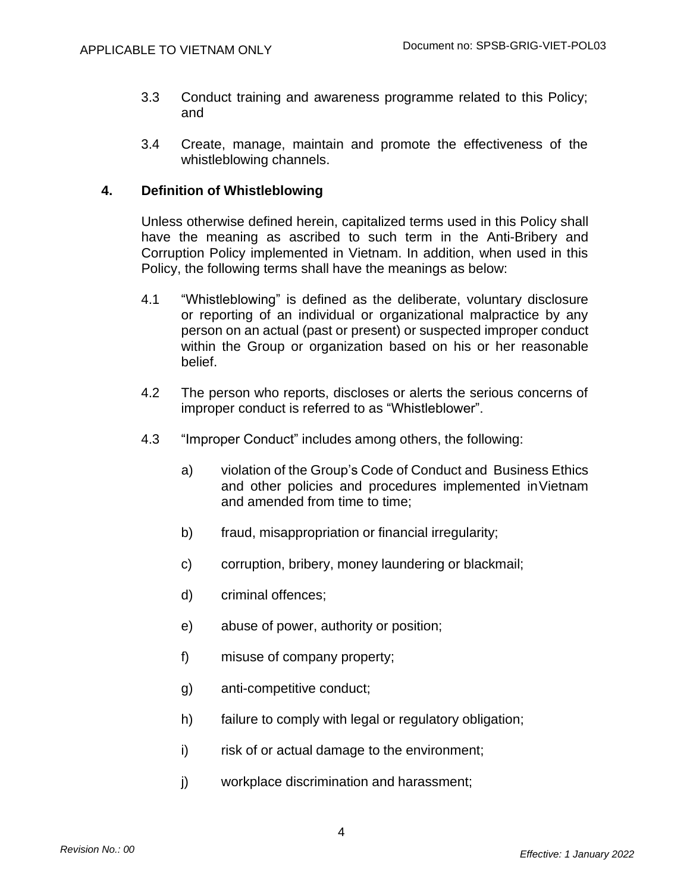3.3 Conduct training and awareness programme related to this Policy; and

3.4 Create, manage, maintain and promote the effectiveness of the whistleblowing channels.

## 4. Definition of Whistleblowing

Unless otherwise defined herein, capitalized terms used in this Policy shall have the meaning as ascribed to such term in the Anti-Bribery and Corruption Policy implemented in Vietnam. In addition, when used in this Policy, the following terms shall have the meanings as below:

4.1 "Whistleblowing" is defined as the deliberate, voluntary disclosure or reporting of an individual or organizational malpractice by any person on an actual (past or present) or suspected improper conduct within the Group or organization based on his or her reasonable belief.

4.2 The person who reports, discloses or alerts the serious concerns of improper conduct is referred to as "Whistleblower".

4.3 "Improper Conduct" includes among others, the following:

a) violation of the Group's Code of Conduct and Business Ethics and other policies and procedures implemented in Vietnam and amended from time to time;

b) fraud, misappropriation or financial irregularity;

c) corruption, bribery, money laundering or blackmail;

d) criminal offences;

e) abuse of power, authority or position;

f) misuse of company property;

g) anti-competitive conduct;

h) failure to comply with legal or regulatory obligation;

i) risk of or actual damage to the environment;

j) workplace discrimination and harassment;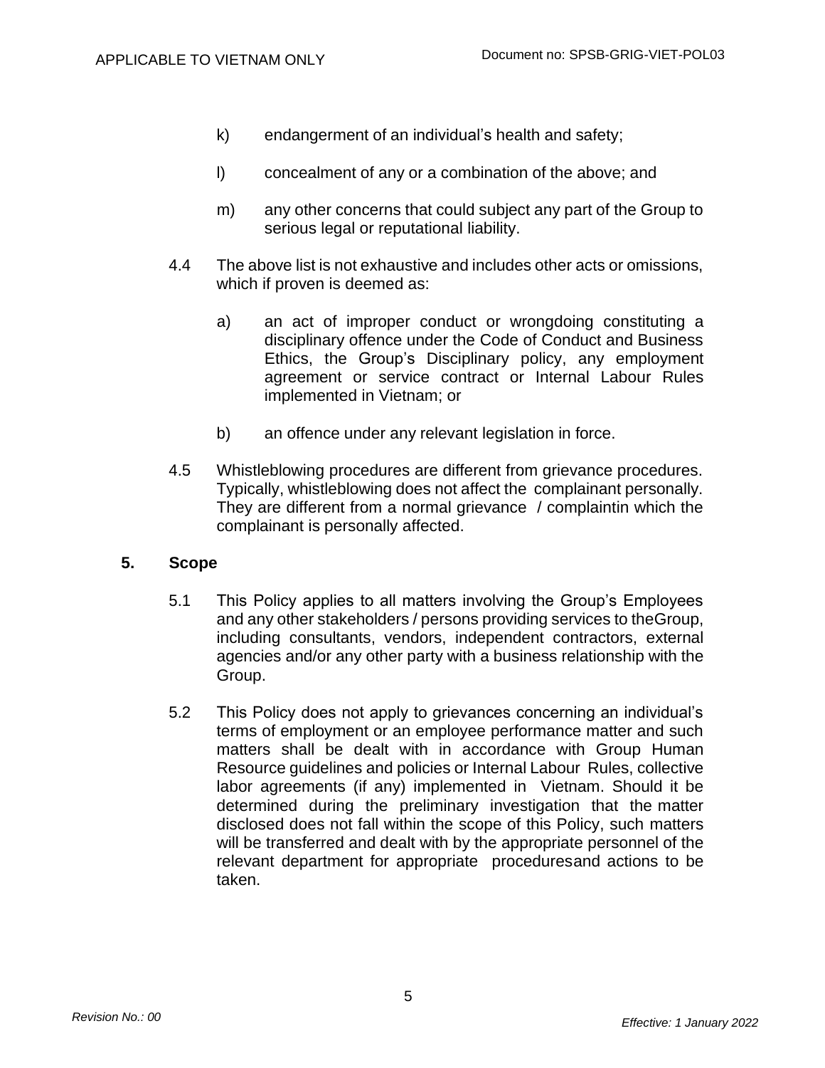k) endangerment of an individual's health and safety;

l) concealment of any or a combination of the above; and

m) any other concerns that could subject any part of the Group to serious legal or reputational liability.

4.4 The above list is not exhaustive and includes other acts or omissions, which if proven is deemed as:

a) an act of improper conduct or wrongdoing constituting a disciplinary offence under the Code of Conduct and Business Ethics, the Group's Disciplinary policy, any employment agreement or service contract or Internal Labour Rules implemented in Vietnam; or

b) an offence under any relevant legislation in force.

4.5 Whistleblowing procedures are different from grievance procedures. Typically, whistleblowing does not affect the complainant personally. They are different from a normal grievance / complaintin which the complainant is personally affected.

## 5. Scope

5.1 This Policy applies to all matters involving the Group's Employees and any other stakeholders / persons providing services to theGroup, including consultants, vendors, independent contractors, external agencies and/or any other party with a business relationship with the Group.

5.2 This Policy does not apply to grievances concerning an individual's terms of employment or an employee performance matter and such matters shall be dealt with in accordance with Group Human Resource guidelines and policies or Internal Labour Rules, collective labor agreements (if any) implemented in Vietnam. Should it be determined during the preliminary investigation that the matter disclosed does not fall within the scope of this Policy, such matters will be transferred and dealt with by the appropriate personnel of the relevant department for appropriate proceduresand actions to be taken.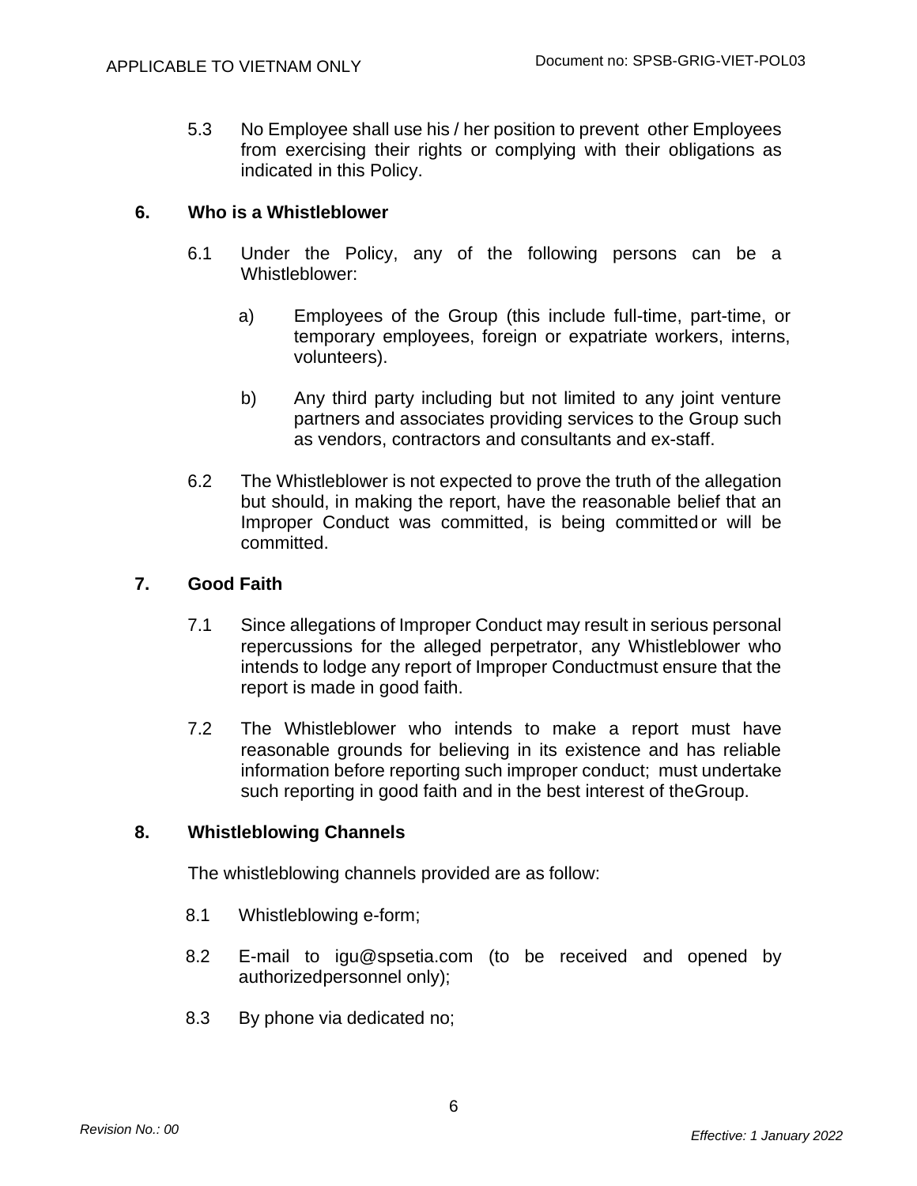5.3 No Employee shall use his / her position to prevent other Employees from exercising their rights or complying with their obligations as indicated in this Policy.

## 6. Who is a Whistleblower

6.1 Under the Policy, any of the following persons can be a Whistleblower:

a) Employees of the Group (this include full-time, part-time, or temporary employees, foreign or expatriate workers, interns, volunteers).

b) Any third party including but not limited to any joint venture partners and associates providing services to the Group such as vendors, contractors and consultants and ex-staff.

6.2 The Whistleblower is not expected to prove the truth of the allegation but should, in making the report, have the reasonable belief that an Improper Conduct was committed, is being committed or will be committed.

## 7. Good Faith

7.1 Since allegations of Improper Conduct may result in serious personal repercussions for the alleged perpetrator, any Whistleblower who intends to lodge any report of Improper Conductmust ensure that the report is made in good faith.

7.2 The Whistleblower who intends to make a report must have reasonable grounds for believing in its existence and has reliable information before reporting such improper conduct; must undertake such reporting in good faith and in the best interest of theGroup.

## 8. Whistleblowing Channels

The whistleblowing channels provided are as follow:

8.1 Whistleblowing e-form;

8.2 E-mail to igu@spsetia.com (to be received and opened by authorizedpersonnel only);

8.3 By phone via dedicated no;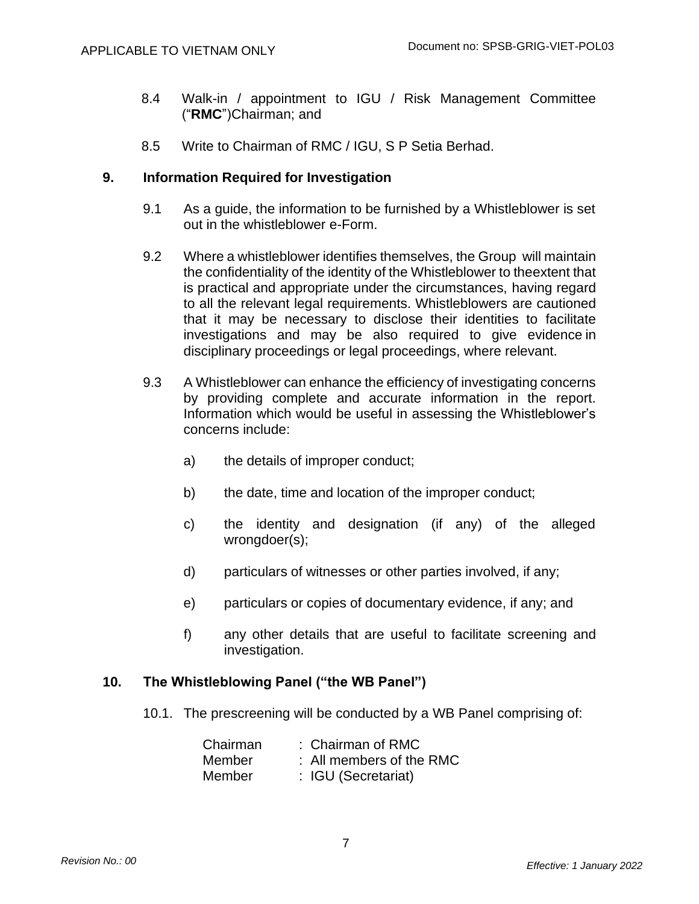8.4 Walk-in / appointment to IGU / Risk Management Committee ("**RMC**")Chairman; and

8.5 Write to Chairman of RMC / IGU, S P Setia Berhad.

## 9. Information Required for Investigation

9.1 As a guide, the information to be furnished by a Whistleblower is set out in the whistleblower e-Form.

9.2 Where a whistleblower identifies themselves, the Group will maintain the confidentiality of the identity of the Whistleblower to theextent that is practical and appropriate under the circumstances, having regard to all the relevant legal requirements. Whistleblowers are cautioned that it may be necessary to disclose their identities to facilitate investigations and may be also required to give evidence in disciplinary proceedings or legal proceedings, where relevant.

9.3 A Whistleblower can enhance the efficiency of investigating concerns by providing complete and accurate information in the report. Information which would be useful in assessing the Whistleblower's concerns include:

a) the details of improper conduct;

b) the date, time and location of the improper conduct;

c) the identity and designation (if any) of the alleged wrongdoer(s);

d) particulars of witnesses or other parties involved, if any;

e) particulars or copies of documentary evidence, if any; and

f) any other details that are useful to facilitate screening and investigation.

## 10. The Whistleblowing Panel ("the WB Panel")

10.1. The prescreening will be conducted by a WB Panel comprising of:

| | |
|---|---|
| Chairman | : Chairman of RMC |
| Member | : All members of the RMC |
| Member | : IGU (Secretariat) |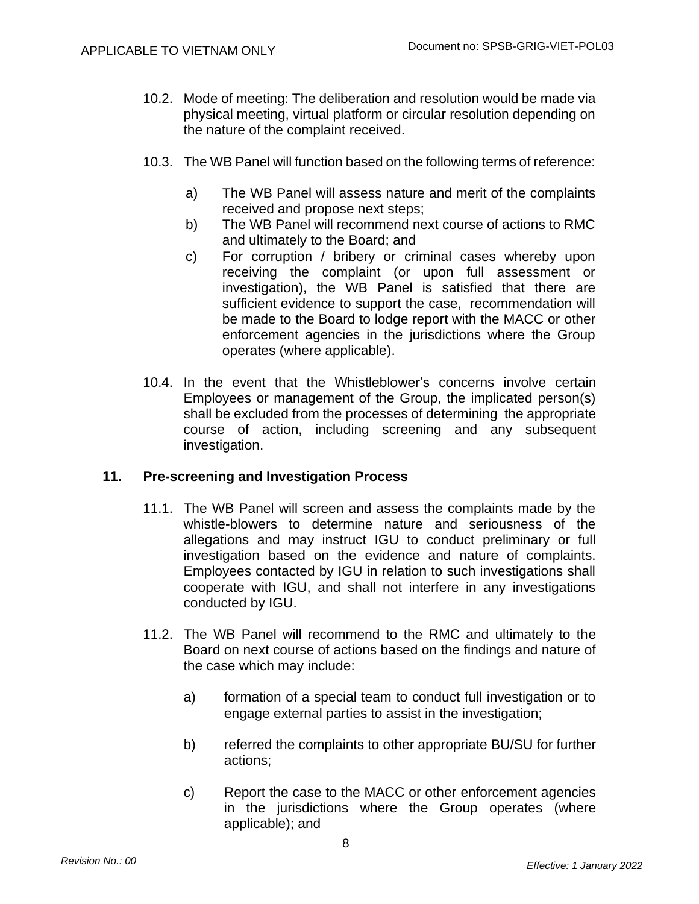10.2. Mode of meeting: The deliberation and resolution would be made via physical meeting, virtual platform or circular resolution depending on the nature of the complaint received.

10.3. The WB Panel will function based on the following terms of reference:

a) The WB Panel will assess nature and merit of the complaints received and propose next steps;

b) The WB Panel will recommend next course of actions to RMC and ultimately to the Board; and

c) For corruption / bribery or criminal cases whereby upon receiving the complaint (or upon full assessment or investigation), the WB Panel is satisfied that there are sufficient evidence to support the case, recommendation will be made to the Board to lodge report with the MACC or other enforcement agencies in the jurisdictions where the Group operates (where applicable).

10.4. In the event that the Whistleblower's concerns involve certain Employees or management of the Group, the implicated person(s) shall be excluded from the processes of determining the appropriate course of action, including screening and any subsequent investigation.

## 11. Pre-screening and Investigation Process

11.1. The WB Panel will screen and assess the complaints made by the whistle-blowers to determine nature and seriousness of the allegations and may instruct IGU to conduct preliminary or full investigation based on the evidence and nature of complaints. Employees contacted by IGU in relation to such investigations shall cooperate with IGU, and shall not interfere in any investigations conducted by IGU.

11.2. The WB Panel will recommend to the RMC and ultimately to the Board on next course of actions based on the findings and nature of the case which may include:

a) formation of a special team to conduct full investigation or to engage external parties to assist in the investigation;

b) referred the complaints to other appropriate BU/SU for further actions;

c) Report the case to the MACC or other enforcement agencies in the jurisdictions where the Group operates (where applicable); and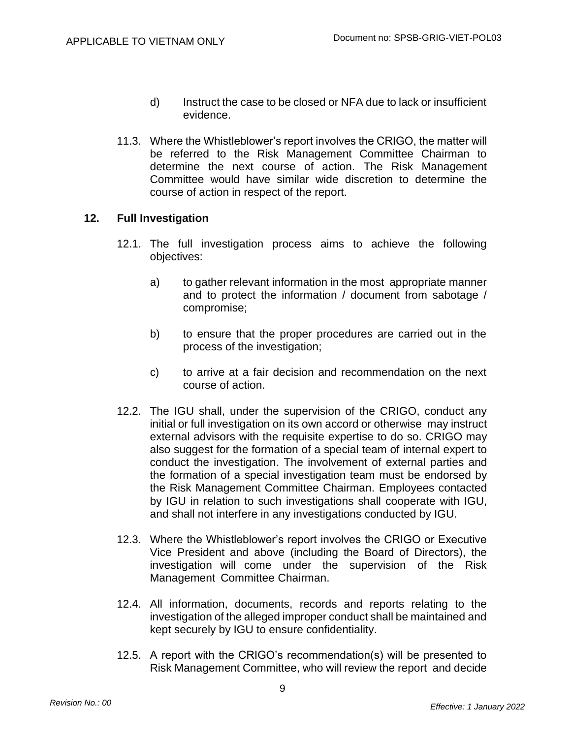d) Instruct the case to be closed or NFA due to lack or insufficient evidence.

11.3. Where the Whistleblower's report involves the CRIGO, the matter will be referred to the Risk Management Committee Chairman to determine the next course of action. The Risk Management Committee would have similar wide discretion to determine the course of action in respect of the report.

## 12. Full Investigation

12.1. The full investigation process aims to achieve the following objectives:

a) to gather relevant information in the most appropriate manner and to protect the information / document from sabotage / compromise;

b) to ensure that the proper procedures are carried out in the process of the investigation;

c) to arrive at a fair decision and recommendation on the next course of action.

12.2. The IGU shall, under the supervision of the CRIGO, conduct any initial or full investigation on its own accord or otherwise may instruct external advisors with the requisite expertise to do so. CRIGO may also suggest for the formation of a special team of internal expert to conduct the investigation. The involvement of external parties and the formation of a special investigation team must be endorsed by the Risk Management Committee Chairman. Employees contacted by IGU in relation to such investigations shall cooperate with IGU, and shall not interfere in any investigations conducted by IGU.

12.3. Where the Whistleblower's report involves the CRIGO or Executive Vice President and above (including the Board of Directors), the investigation will come under the supervision of the Risk Management Committee Chairman.

12.4. All information, documents, records and reports relating to the investigation of the alleged improper conduct shall be maintained and kept securely by IGU to ensure confidentiality.

12.5. A report with the CRIGO's recommendation(s) will be presented to Risk Management Committee, who will review the report and decide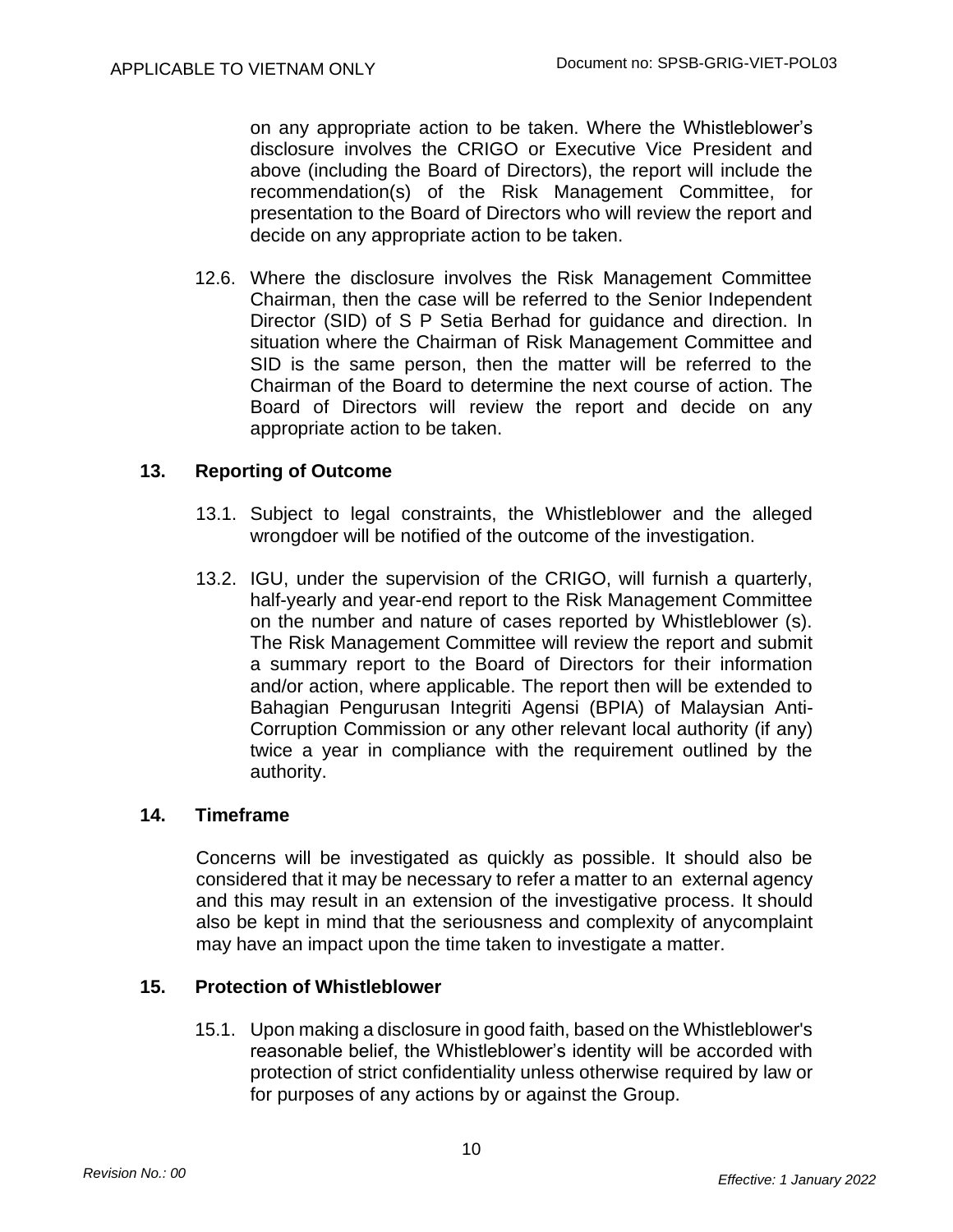on any appropriate action to be taken. Where the Whistleblower's disclosure involves the CRIGO or Executive Vice President and above (including the Board of Directors), the report will include the recommendation(s) of the Risk Management Committee, for presentation to the Board of Directors who will review the report and decide on any appropriate action to be taken.

12.6. Where the disclosure involves the Risk Management Committee Chairman, then the case will be referred to the Senior Independent Director (SID) of S P Setia Berhad for guidance and direction. In situation where the Chairman of Risk Management Committee and SID is the same person, then the matter will be referred to the Chairman of the Board to determine the next course of action. The Board of Directors will review the report and decide on any appropriate action to be taken.

## 13. Reporting of Outcome

13.1. Subject to legal constraints, the Whistleblower and the alleged wrongdoer will be notified of the outcome of the investigation.

13.2. IGU, under the supervision of the CRIGO, will furnish a quarterly, half-yearly and year-end report to the Risk Management Committee on the number and nature of cases reported by Whistleblower (s). The Risk Management Committee will review the report and submit a summary report to the Board of Directors for their information and/or action, where applicable. The report then will be extended to Bahagian Pengurusan Integriti Agensi (BPIA) of Malaysian Anti-Corruption Commission or any other relevant local authority (if any) twice a year in compliance with the requirement outlined by the authority.

## 14. Timeframe

Concerns will be investigated as quickly as possible. It should also be considered that it may be necessary to refer a matter to an external agency and this may result in an extension of the investigative process. It should also be kept in mind that the seriousness and complexity of anycomplaint may have an impact upon the time taken to investigate a matter.

## 15. Protection of Whistleblower

15.1. Upon making a disclosure in good faith, based on the Whistleblower's reasonable belief, the Whistleblower's identity will be accorded with protection of strict confidentiality unless otherwise required by law or for purposes of any actions by or against the Group.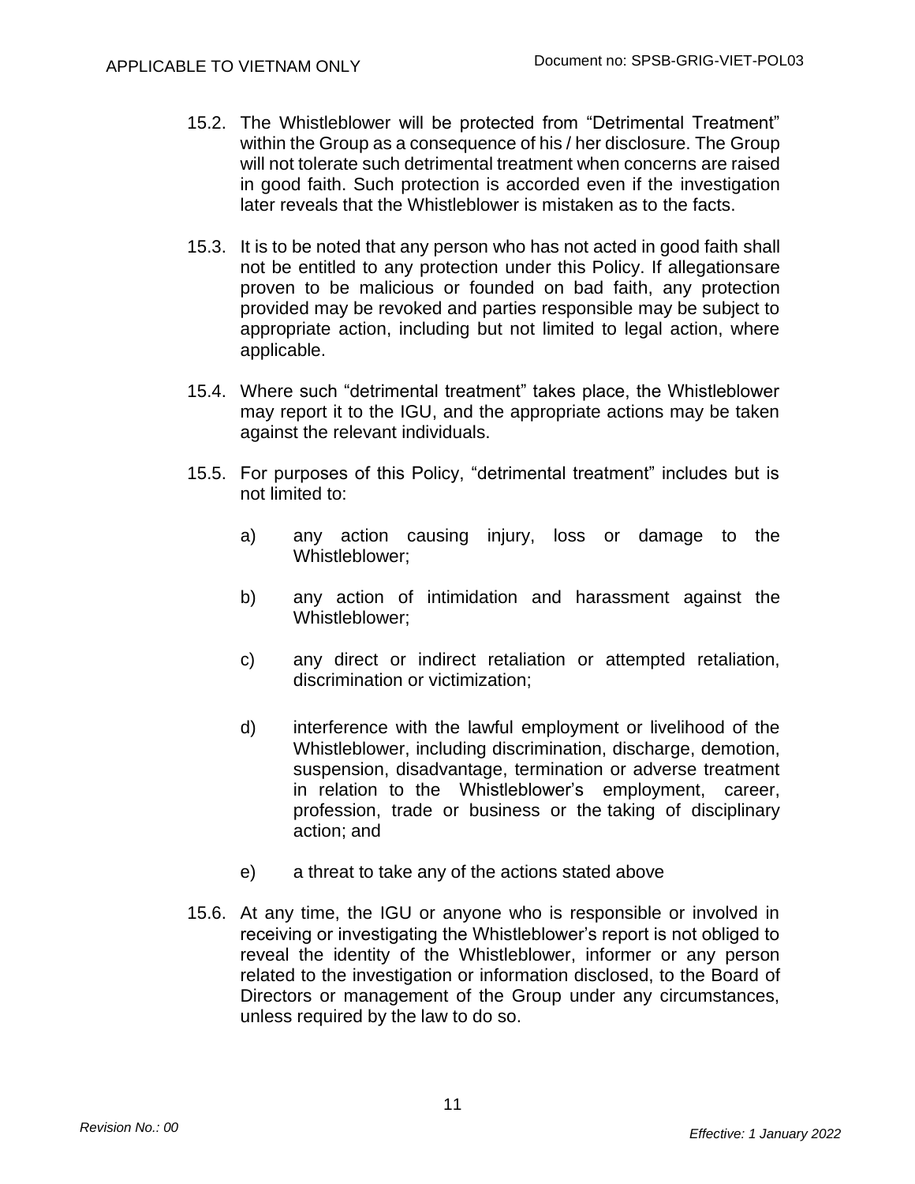15.2. The Whistleblower will be protected from "Detrimental Treatment" within the Group as a consequence of his / her disclosure. The Group will not tolerate such detrimental treatment when concerns are raised in good faith. Such protection is accorded even if the investigation later reveals that the Whistleblower is mistaken as to the facts.

15.3. It is to be noted that any person who has not acted in good faith shall not be entitled to any protection under this Policy. If allegationsare proven to be malicious or founded on bad faith, any protection provided may be revoked and parties responsible may be subject to appropriate action, including but not limited to legal action, where applicable.

15.4. Where such "detrimental treatment" takes place, the Whistleblower may report it to the IGU, and the appropriate actions may be taken against the relevant individuals.

15.5. For purposes of this Policy, "detrimental treatment" includes but is not limited to:

a) any action causing injury, loss or damage to the Whistleblower;

b) any action of intimidation and harassment against the Whistleblower;

c) any direct or indirect retaliation or attempted retaliation, discrimination or victimization;

d) interference with the lawful employment or livelihood of the Whistleblower, including discrimination, discharge, demotion, suspension, disadvantage, termination or adverse treatment in relation to the Whistleblower's employment, career, profession, trade or business or the taking of disciplinary action; and

e) a threat to take any of the actions stated above

15.6. At any time, the IGU or anyone who is responsible or involved in receiving or investigating the Whistleblower's report is not obliged to reveal the identity of the Whistleblower, informer or any person related to the investigation or information disclosed, to the Board of Directors or management of the Group under any circumstances, unless required by the law to do so.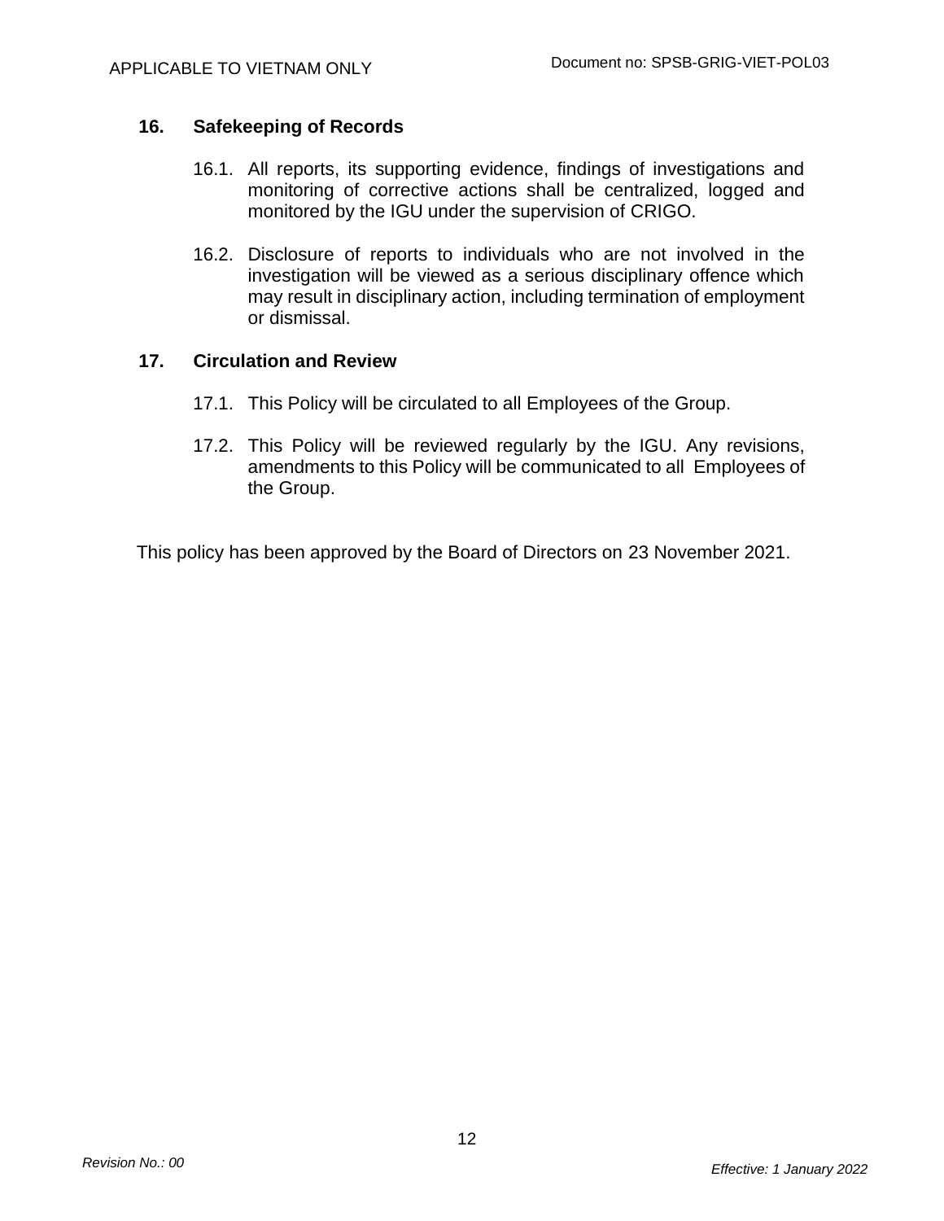## 16. Safekeeping of Records

16.1. All reports, its supporting evidence, findings of investigations and monitoring of corrective actions shall be centralized, logged and monitored by the IGU under the supervision of CRIGO.

16.2. Disclosure of reports to individuals who are not involved in the investigation will be viewed as a serious disciplinary offence which may result in disciplinary action, including termination of employment or dismissal.

## 17. Circulation and Review

17.1. This Policy will be circulated to all Employees of the Group.

17.2. This Policy will be reviewed regularly by the IGU. Any revisions, amendments to this Policy will be communicated to all Employees of the Group.

This policy has been approved by the Board of Directors on 23 November 2021.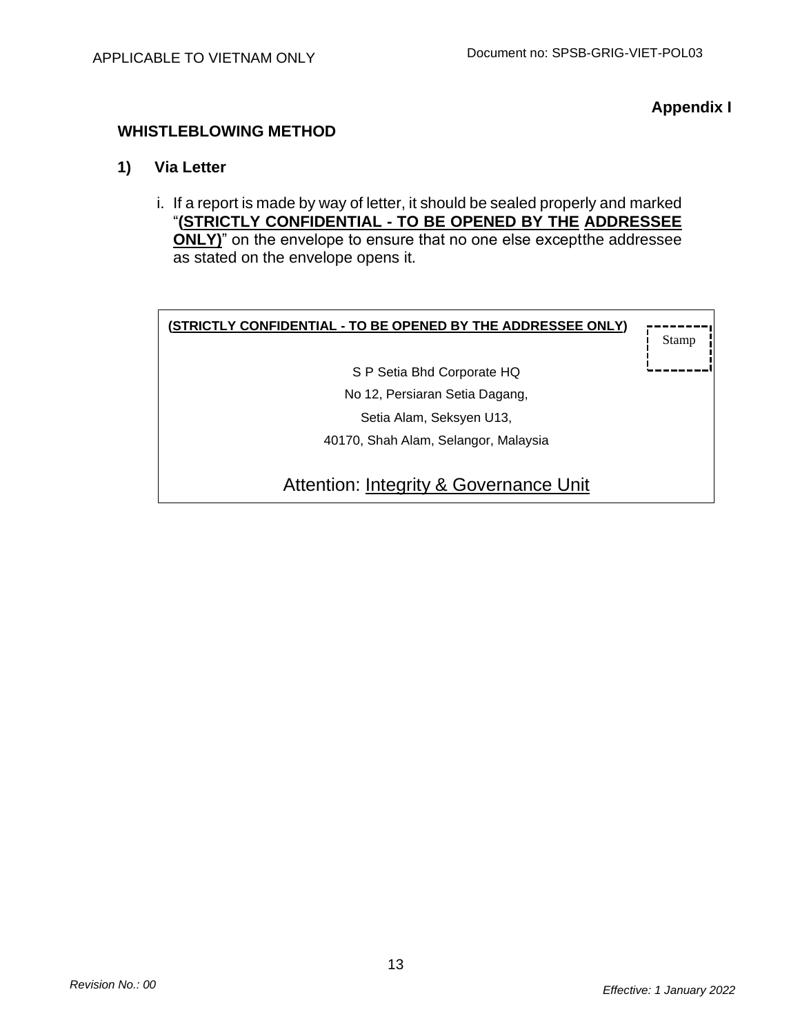**Appendix I**

**WHISTLEBLOWING METHOD**

**1) Via Letter**

i. If a report is made by way of letter, it should be sealed properly and marked "**<u>(STRICTLY CONFIDENTIAL - TO BE OPENED BY THE ADDRESSEE ONLY)</u>**" on the envelope to ensure that no one else exceptthe addressee as stated on the envelope opens it.

> **<u>(STRICTLY CONFIDENTIAL - TO BE OPENED BY THE ADDRESSEE ONLY)</u>**
>
> Stamp
>
> S P Setia Bhd Corporate HQ
> No 12, Persiaran Setia Dagang,
> Setia Alam, Seksyen U13,
> 40170, Shah Alam, Selangor, Malaysia
>
> Attention: <u>Integrity & Governance Unit</u>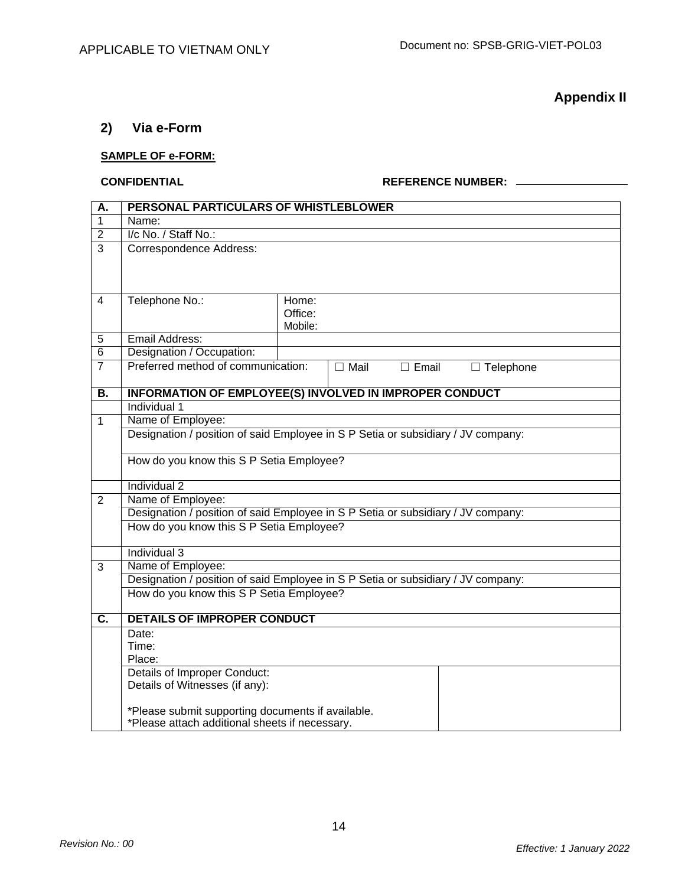**Appendix II**

## 2) Via e-Form

**SAMPLE OF e-FORM:**

**CONFIDENTIAL** **REFERENCE NUMBER:** ___________________

| **A.** | **PERSONAL PARTICULARS OF WHISTLEBLOWER** | | |
|---|---|---|---|
| 1 | Name: | | |
| 2 | I/c No. / Staff No.: | | |
| 3 | Correspondence Address: | | |
| 4 | Telephone No.: | Home:<br>Office:<br>Mobile: | |
| 5 | Email Address: | | |
| 6 | Designation / Occupation: | | |
| 7 | Preferred method of communication: | | ☐ Mail ☐ Email ☐ Telephone |
| **B.** | **INFORMATION OF EMPLOYEE(S) INVOLVED IN IMPROPER CONDUCT** | | |
| | Individual 1 | | |
| 1 | Name of Employee: | | |
| | Designation / position of said Employee in S P Setia or subsidiary / JV company: | | |
| | How do you know this S P Setia Employee? | | |
| | Individual 2 | | |
| 2 | Name of Employee: | | |
| | Designation / position of said Employee in S P Setia or subsidiary / JV company: | | |
| | How do you know this S P Setia Employee? | | |
| | Individual 3 | | |
| 3 | Name of Employee: | | |
| | Designation / position of said Employee in S P Setia or subsidiary / JV company: | | |
| | How do you know this S P Setia Employee? | | |
| **C.** | **DETAILS OF IMPROPER CONDUCT** | | |
| | Date:<br>Time:<br>Place: | | |
| | Details of Improper Conduct:<br>Details of Witnesses (if any):<br><br>*Please submit supporting documents if available.<br>*Please attach additional sheets if necessary. | | |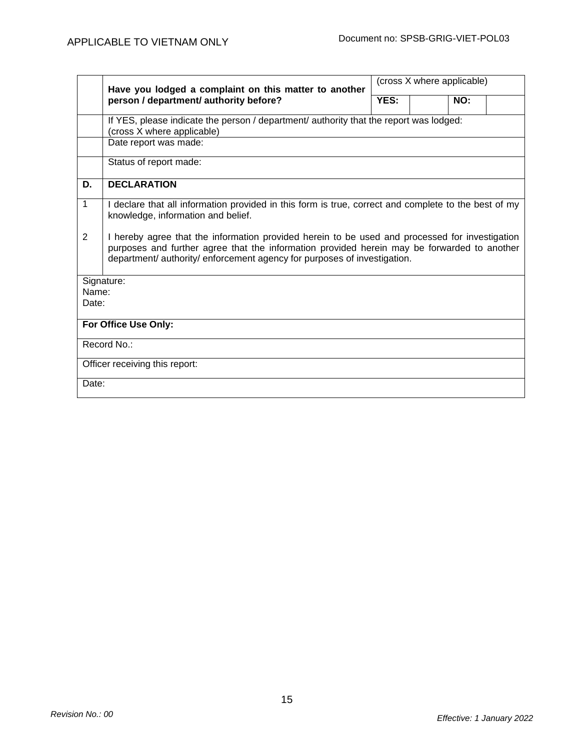| | **Have you lodged a complaint on this matter to another person / department/ authority before?** | (cross X where applicable) | | | |
|---|---|---|---|---|---|
| | | **YES:** | | **NO:** | |
| | If YES, please indicate the person / department/ authority that the report was lodged: (cross X where applicable) | | | | |
| | Date report was made: | | | | |
| | Status of report made: | | | | |
| **D.** | **DECLARATION** | | | | |
| 1<br><br>2 | I declare that all information provided in this form is true, correct and complete to the best of my knowledge, information and belief.<br><br>I hereby agree that the information provided herein to be used and processed for investigation purposes and further agree that the information provided herein may be forwarded to another department/ authority/ enforcement agency for purposes of investigation. | | | | |
| Signature:<br>Name:<br>Date: | | | | | |
| **For Office Use Only:** | | | | | |
| Record No.: | | | | | |
| Officer receiving this report: | | | | | |
| Date: | | | | | |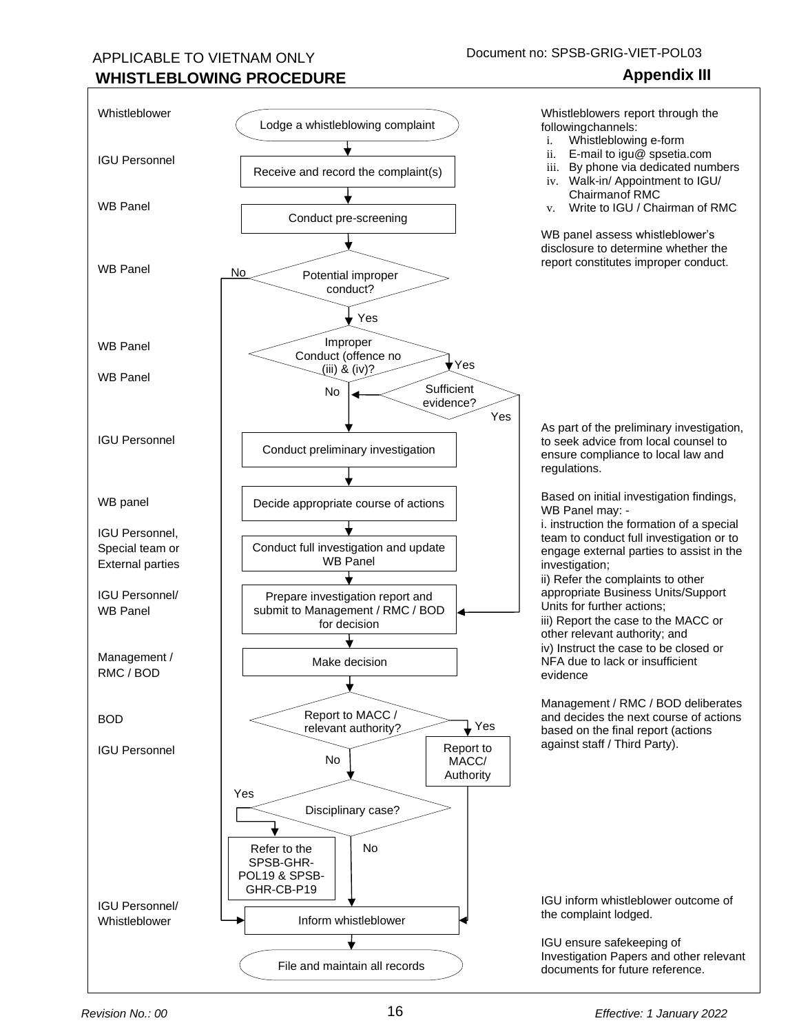APPLICABLE TO VIETNAM ONLY

Document no: SPSB-GRIG-VIET-POL03

# WHISTLEBLOWING PROCEDURE

## Appendix III

| Responsibility | Process Step | Notes |
|---|---|---|
| Whistleblower | Lodge a whistleblowing complaint | Whistleblowers report through the following channels: i. Whistleblowing e-form; ii. E-mail to igu@ spsetia.com; iii. By phone via dedicated numbers; iv. Walk-in/ Appointment to IGU/ Chairman of RMC; v. Write to IGU / Chairman of RMC |
| IGU Personnel | Receive and record the complaint(s) | |
| WB Panel | Conduct pre-screening | WB panel assess whistleblower's disclosure to determine whether the report constitutes improper conduct. |
| WB Panel | Potential improper conduct? (No → Inform whistleblower; Yes → next step) | |
| WB Panel | Improper Conduct (offence no (iii) & (iv)? (No → Conduct preliminary investigation; Yes → Sufficient evidence?) | |
| WB Panel | Sufficient evidence? (No → Conduct preliminary investigation; Yes → Prepare investigation report and submit to Management / RMC / BOD for decision) | |
| IGU Personnel | Conduct preliminary investigation | As part of the preliminary investigation, to seek advice from local counsel to ensure compliance to local law and regulations. |
| WB panel | Decide appropriate course of actions | Based on initial investigation findings, WB Panel may: - i. instruction the formation of a special team to conduct full investigation or to engage external parties to assist in the investigation; ii) Refer the complaints to other appropriate Business Units/Support Units for further actions; iii) Report the case to the MACC or other relevant authority; and iv) Instruct the case to be closed or NFA due to lack or insufficient evidence |
| IGU Personnel, Special team or External parties | Conduct full investigation and update WB Panel | |
| IGU Personnel/ WB Panel | Prepare investigation report and submit to Management / RMC / BOD for decision | |
| Management / RMC / BOD | Make decision | Management / RMC / BOD deliberates and decides the next course of actions based on the final report (actions against staff / Third Party). |
| BOD | Report to MACC / relevant authority? (Yes → Report to MACC/ Authority → Inform whistleblower; No → Disciplinary case?) | |
| IGU Personnel | Disciplinary case? (Yes → Refer to the SPSB-GHR-POL19 & SPSB-GHR-CB-P19; No → Inform whistleblower) | |
| IGU Personnel/ Whistleblower | Inform whistleblower | IGU inform whistleblower outcome of the complaint lodged. |
| | File and maintain all records | IGU ensure safekeeping of Investigation Papers and other relevant documents for future reference. |

*Revision No.: 00* *Effective: 1 January 2022*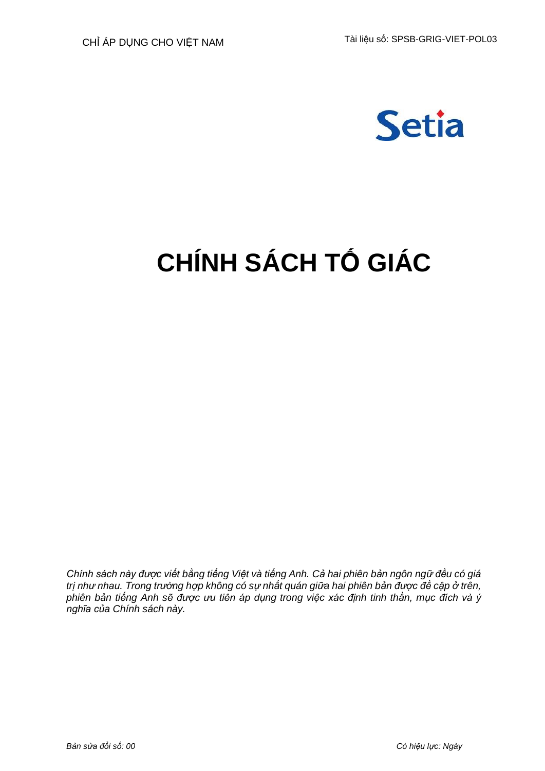CHỈ ÁP DỤNG CHO VIỆT NAM

Tài liệu số: SPSB-GRIG-VIET-POL03

Setia

# CHÍNH SÁCH TỐ GIÁC

*Chính sách này được viết bằng tiếng Việt và tiếng Anh. Cả hai phiên bản ngôn ngữ đều có giá trị như nhau. Trong trường hợp không có sự nhất quán giữa hai phiên bản được đề cập ở trên, phiên bản tiếng Anh sẽ được ưu tiên áp dụng trong việc xác định tinh thần, mục đích và ý nghĩa của Chính sách này.*

*Bản sửa đổi số: 00*

*Có hiệu lực: Ngày*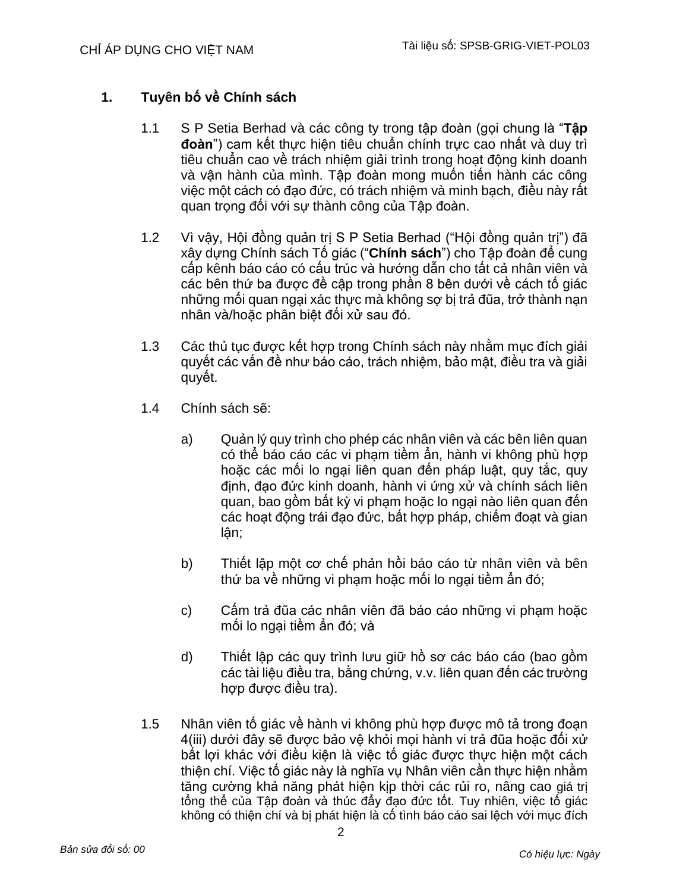## 1. Tuyên bố về Chính sách

1.1 S P Setia Berhad và các công ty trong tập đoàn (gọi chung là "**Tập đoàn**") cam kết thực hiện tiêu chuẩn chính trực cao nhất và duy trì tiêu chuẩn cao về trách nhiệm giải trình trong hoạt động kinh doanh và vận hành của mình. Tập đoàn mong muốn tiến hành các công việc một cách có đạo đức, có trách nhiệm và minh bạch, điều này rất quan trọng đối với sự thành công của Tập đoàn.

1.2 Vì vậy, Hội đồng quản trị S P Setia Berhad ("Hội đồng quản trị") đã xây dựng Chính sách Tố giác ("**Chính sách**") cho Tập đoàn để cung cấp kênh báo cáo có cấu trúc và hướng dẫn cho tất cả nhân viên và các bên thứ ba được đề cập trong phần 8 bên dưới về cách tố giác những mối quan ngại xác thực mà không sợ bị trả đũa, trở thành nạn nhân và/hoặc phân biệt đối xử sau đó.

1.3 Các thủ tục được kết hợp trong Chính sách này nhằm mục đích giải quyết các vấn đề như báo cáo, trách nhiệm, bảo mật, điều tra và giải quyết.

1.4 Chính sách sẽ:

a) Quản lý quy trình cho phép các nhân viên và các bên liên quan có thể báo cáo các vi phạm tiềm ẩn, hành vi không phù hợp hoặc các mối lo ngại liên quan đến pháp luật, quy tắc, quy định, đạo đức kinh doanh, hành vi ứng xử và chính sách liên quan, bao gồm bất kỳ vi phạm hoặc lo ngại nào liên quan đến các hoạt động trái đạo đức, bất hợp pháp, chiếm đoạt và gian lận;

b) Thiết lập một cơ chế phản hồi báo cáo từ nhân viên và bên thứ ba về những vi phạm hoặc mối lo ngại tiềm ẩn đó;

c) Cấm trả đũa các nhân viên đã báo cáo những vi phạm hoặc mối lo ngại tiềm ẩn đó; và

d) Thiết lập các quy trình lưu giữ hồ sơ các báo cáo (bao gồm các tài liệu điều tra, bằng chứng, v.v. liên quan đến các trường hợp được điều tra).

1.5 Nhân viên tố giác về hành vi không phù hợp được mô tả trong đoạn 4(iii) dưới đây sẽ được bảo vệ khỏi mọi hành vi trả đũa hoặc đối xử bất lợi khác với điều kiện là việc tố giác được thực hiện một cách thiện chí. Việc tố giác này là nghĩa vụ Nhân viên cần thực hiện nhằm tăng cường khả năng phát hiện kịp thời các rủi ro, nâng cao giá trị tổng thể của Tập đoàn và thúc đẩy đạo đức tốt. Tuy nhiên, việc tố giác không có thiện chí và bị phát hiện là cố tình báo cáo sai lệch với mục đích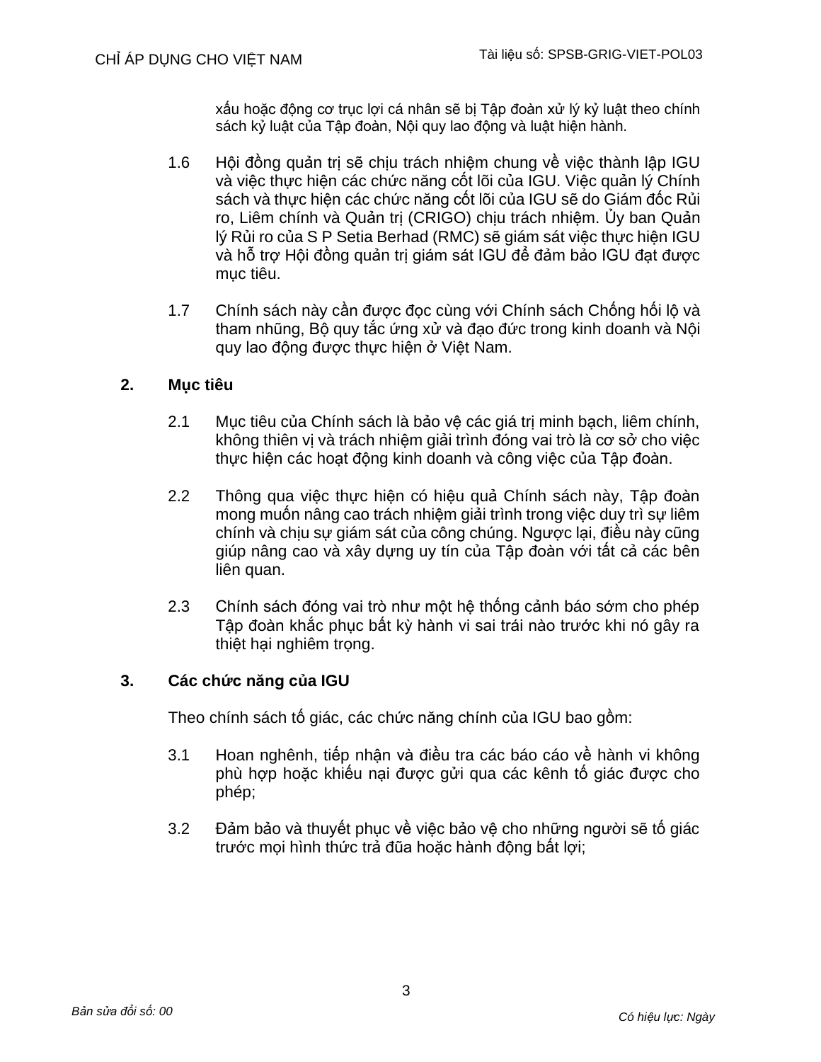xấu hoặc động cơ trục lợi cá nhân sẽ bị Tập đoàn xử lý kỷ luật theo chính sách kỷ luật của Tập đoàn, Nội quy lao động và luật hiện hành.

1.6 Hội đồng quản trị sẽ chịu trách nhiệm chung về việc thành lập IGU và việc thực hiện các chức năng cốt lõi của IGU. Việc quản lý Chính sách và thực hiện các chức năng cốt lõi của IGU sẽ do Giám đốc Rủi ro, Liêm chính và Quản trị (CRIGO) chịu trách nhiệm. Ủy ban Quản lý Rủi ro của S P Setia Berhad (RMC) sẽ giám sát việc thực hiện IGU và hỗ trợ Hội đồng quản trị giám sát IGU để đảm bảo IGU đạt được mục tiêu.

1.7 Chính sách này cần được đọc cùng với Chính sách Chống hối lộ và tham nhũng, Bộ quy tắc ứng xử và đạo đức trong kinh doanh và Nội quy lao động được thực hiện ở Việt Nam.

## 2. Mục tiêu

2.1 Mục tiêu của Chính sách là bảo vệ các giá trị minh bạch, liêm chính, không thiên vị và trách nhiệm giải trình đóng vai trò là cơ sở cho việc thực hiện các hoạt động kinh doanh và công việc của Tập đoàn.

2.2 Thông qua việc thực hiện có hiệu quả Chính sách này, Tập đoàn mong muốn nâng cao trách nhiệm giải trình trong việc duy trì sự liêm chính và chịu sự giám sát của công chúng. Ngược lại, điều này cũng giúp nâng cao và xây dựng uy tín của Tập đoàn với tất cả các bên liên quan.

2.3 Chính sách đóng vai trò như một hệ thống cảnh báo sớm cho phép Tập đoàn khắc phục bất kỳ hành vi sai trái nào trước khi nó gây ra thiệt hại nghiêm trọng.

## 3. Các chức năng của IGU

Theo chính sách tố giác, các chức năng chính của IGU bao gồm:

3.1 Hoan nghênh, tiếp nhận và điều tra các báo cáo về hành vi không phù hợp hoặc khiếu nại được gửi qua các kênh tố giác được cho phép;

3.2 Đảm bảo và thuyết phục về việc bảo vệ cho những người sẽ tố giác trước mọi hình thức trả đũa hoặc hành động bất lợi;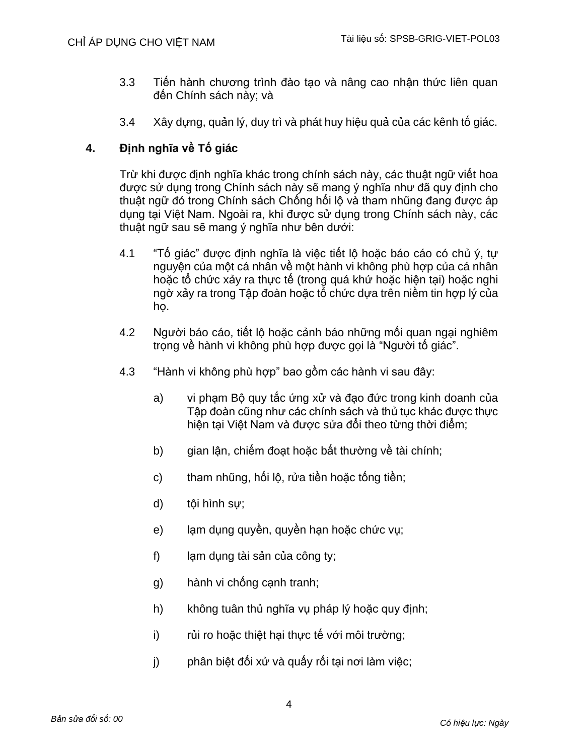3.3 Tiến hành chương trình đào tạo và nâng cao nhận thức liên quan đến Chính sách này; và

3.4 Xây dựng, quản lý, duy trì và phát huy hiệu quả của các kênh tố giác.

## 4. Định nghĩa về Tố giác

Trừ khi được định nghĩa khác trong chính sách này, các thuật ngữ viết hoa được sử dụng trong Chính sách này sẽ mang ý nghĩa như đã quy định cho thuật ngữ đó trong Chính sách Chống hối lộ và tham nhũng đang được áp dụng tại Việt Nam. Ngoài ra, khi được sử dụng trong Chính sách này, các thuật ngữ sau sẽ mang ý nghĩa như bên dưới:

4.1 "Tố giác" được định nghĩa là việc tiết lộ hoặc báo cáo có chủ ý, tự nguyện của một cá nhân về một hành vi không phù hợp của cá nhân hoặc tổ chức xảy ra thực tế (trong quá khứ hoặc hiện tại) hoặc nghi ngờ xảy ra trong Tập đoàn hoặc tổ chức dựa trên niềm tin hợp lý của họ.

4.2 Người báo cáo, tiết lộ hoặc cảnh báo những mối quan ngại nghiêm trọng về hành vi không phù hợp được gọi là "Người tố giác".

4.3 "Hành vi không phù hợp" bao gồm các hành vi sau đây:

a) vi phạm Bộ quy tắc ứng xử và đạo đức trong kinh doanh của Tập đoàn cũng như các chính sách và thủ tục khác được thực hiện tại Việt Nam và được sửa đổi theo từng thời điểm;

b) gian lận, chiếm đoạt hoặc bất thường về tài chính;

c) tham nhũng, hối lộ, rửa tiền hoặc tống tiền;

d) tội hình sự;

e) lạm dụng quyền, quyền hạn hoặc chức vụ;

f) lạm dụng tài sản của công ty;

g) hành vi chống cạnh tranh;

h) không tuân thủ nghĩa vụ pháp lý hoặc quy định;

i) rủi ro hoặc thiệt hại thực tế với môi trường;

j) phân biệt đối xử và quấy rối tại nơi làm việc;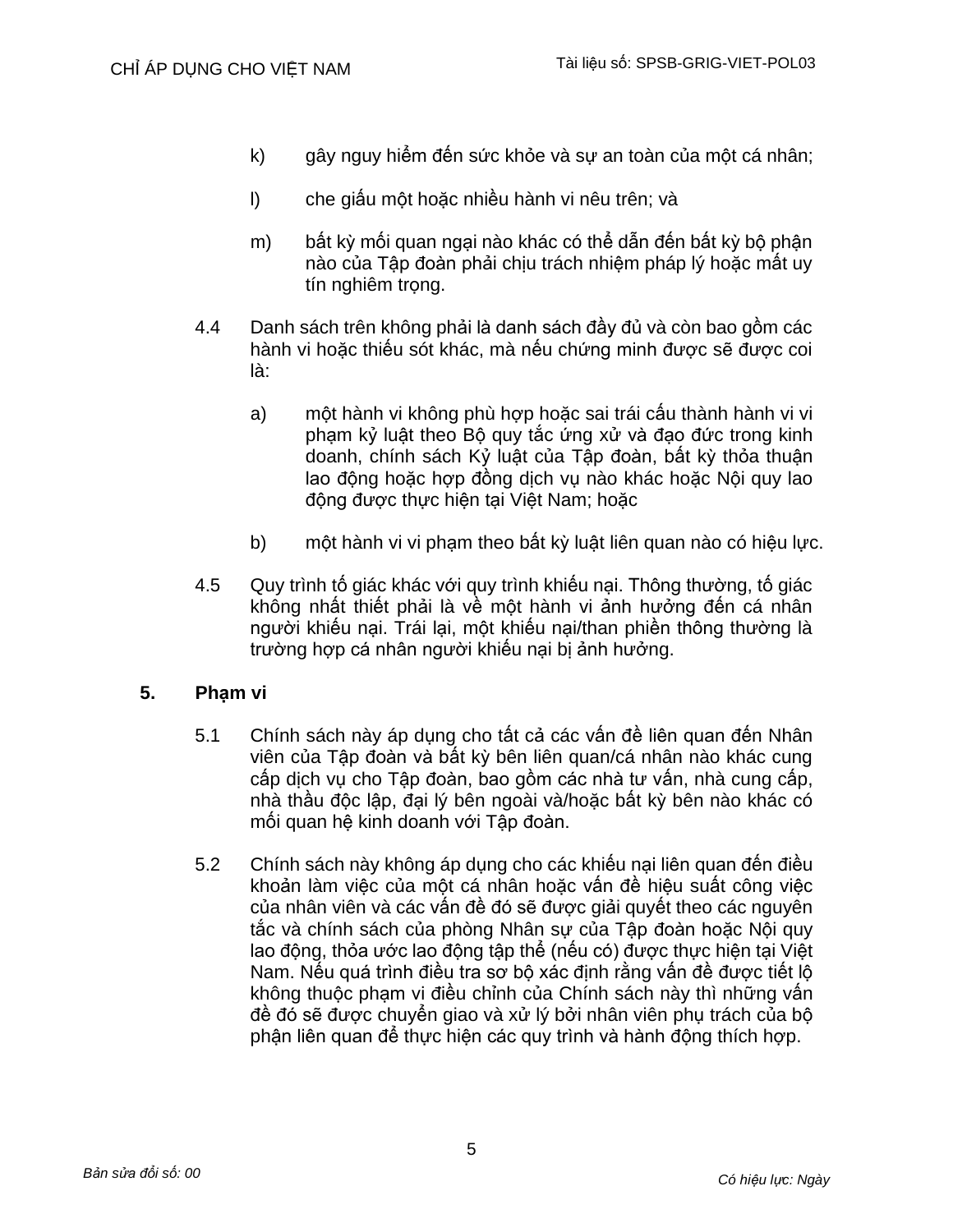k) gây nguy hiểm đến sức khỏe và sự an toàn của một cá nhân;

l) che giấu một hoặc nhiều hành vi nêu trên; và

m) bất kỳ mối quan ngại nào khác có thể dẫn đến bất kỳ bộ phận nào của Tập đoàn phải chịu trách nhiệm pháp lý hoặc mất uy tín nghiêm trọng.

4.4 Danh sách trên không phải là danh sách đầy đủ và còn bao gồm các hành vi hoặc thiếu sót khác, mà nếu chứng minh được sẽ được coi là:

a) một hành vi không phù hợp hoặc sai trái cấu thành hành vi vi phạm kỷ luật theo Bộ quy tắc ứng xử và đạo đức trong kinh doanh, chính sách Kỷ luật của Tập đoàn, bất kỳ thỏa thuận lao động hoặc hợp đồng dịch vụ nào khác hoặc Nội quy lao động được thực hiện tại Việt Nam; hoặc

b) một hành vi vi phạm theo bất kỳ luật liên quan nào có hiệu lực.

4.5 Quy trình tố giác khác với quy trình khiếu nại. Thông thường, tố giác không nhất thiết phải là về một hành vi ảnh hưởng đến cá nhân người khiếu nại. Trái lại, một khiếu nại/than phiền thông thường là trường hợp cá nhân người khiếu nại bị ảnh hưởng.

## 5. Phạm vi

5.1 Chính sách này áp dụng cho tất cả các vấn đề liên quan đến Nhân viên của Tập đoàn và bất kỳ bên liên quan/cá nhân nào khác cung cấp dịch vụ cho Tập đoàn, bao gồm các nhà tư vấn, nhà cung cấp, nhà thầu độc lập, đại lý bên ngoài và/hoặc bất kỳ bên nào khác có mối quan hệ kinh doanh với Tập đoàn.

5.2 Chính sách này không áp dụng cho các khiếu nại liên quan đến điều khoản làm việc của một cá nhân hoặc vấn đề hiệu suất công việc của nhân viên và các vấn đề đó sẽ được giải quyết theo các nguyên tắc và chính sách của phòng Nhân sự của Tập đoàn hoặc Nội quy lao động, thỏa ước lao động tập thể (nếu có) được thực hiện tại Việt Nam. Nếu quá trình điều tra sơ bộ xác định rằng vấn đề được tiết lộ không thuộc phạm vi điều chỉnh của Chính sách này thì những vấn đề đó sẽ được chuyển giao và xử lý bởi nhân viên phụ trách của bộ phận liên quan để thực hiện các quy trình và hành động thích hợp.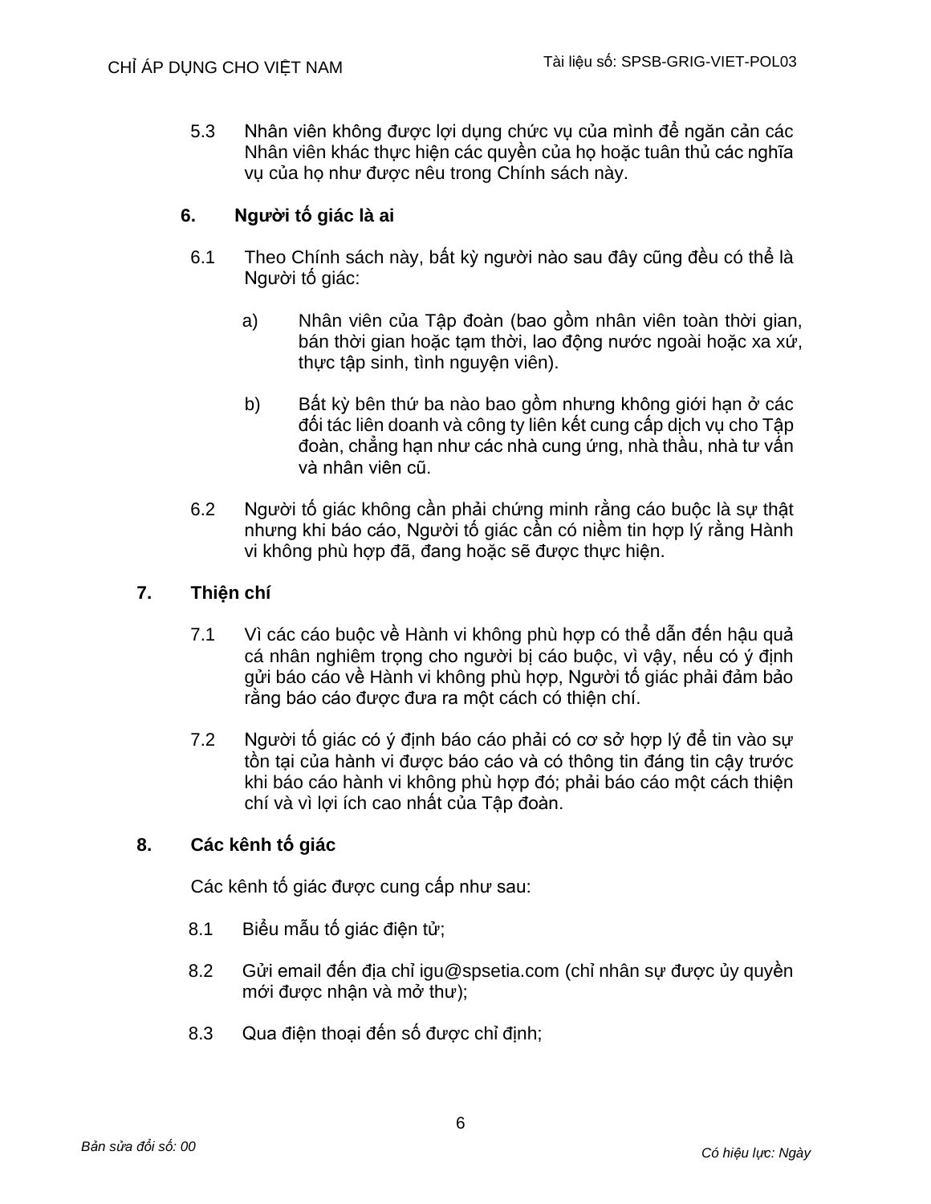5.3 Nhân viên không được lợi dụng chức vụ của mình để ngăn cản các Nhân viên khác thực hiện các quyền của họ hoặc tuân thủ các nghĩa vụ của họ như được nêu trong Chính sách này.

## 6. Người tố giác là ai

6.1 Theo Chính sách này, bất kỳ người nào sau đây cũng đều có thể là Người tố giác:

a) Nhân viên của Tập đoàn (bao gồm nhân viên toàn thời gian, bán thời gian hoặc tạm thời, lao động nước ngoài hoặc xa xứ, thực tập sinh, tình nguyện viên).

b) Bất kỳ bên thứ ba nào bao gồm nhưng không giới hạn ở các đối tác liên doanh và công ty liên kết cung cấp dịch vụ cho Tập đoàn, chẳng hạn như các nhà cung ứng, nhà thầu, nhà tư vấn và nhân viên cũ.

6.2 Người tố giác không cần phải chứng minh rằng cáo buộc là sự thật nhưng khi báo cáo, Người tố giác cần có niềm tin hợp lý rằng Hành vi không phù hợp đã, đang hoặc sẽ được thực hiện.

## 7. Thiện chí

7.1 Vì các cáo buộc về Hành vi không phù hợp có thể dẫn đến hậu quả cá nhân nghiêm trọng cho người bị cáo buộc, vì vậy, nếu có ý định gửi báo cáo về Hành vi không phù hợp, Người tố giác phải đảm bảo rằng báo cáo được đưa ra một cách có thiện chí.

7.2 Người tố giác có ý định báo cáo phải có cơ sở hợp lý để tin vào sự tồn tại của hành vi được báo cáo và có thông tin đáng tin cậy trước khi báo cáo hành vi không phù hợp đó; phải báo cáo một cách thiện chí và vì lợi ích cao nhất của Tập đoàn.

## 8. Các kênh tố giác

Các kênh tố giác được cung cấp như sau:

8.1 Biểu mẫu tố giác điện tử;

8.2 Gửi email đến địa chỉ igu@spsetia.com (chỉ nhân sự được ủy quyền mới được nhận và mở thư);

8.3 Qua điện thoại đến số được chỉ định;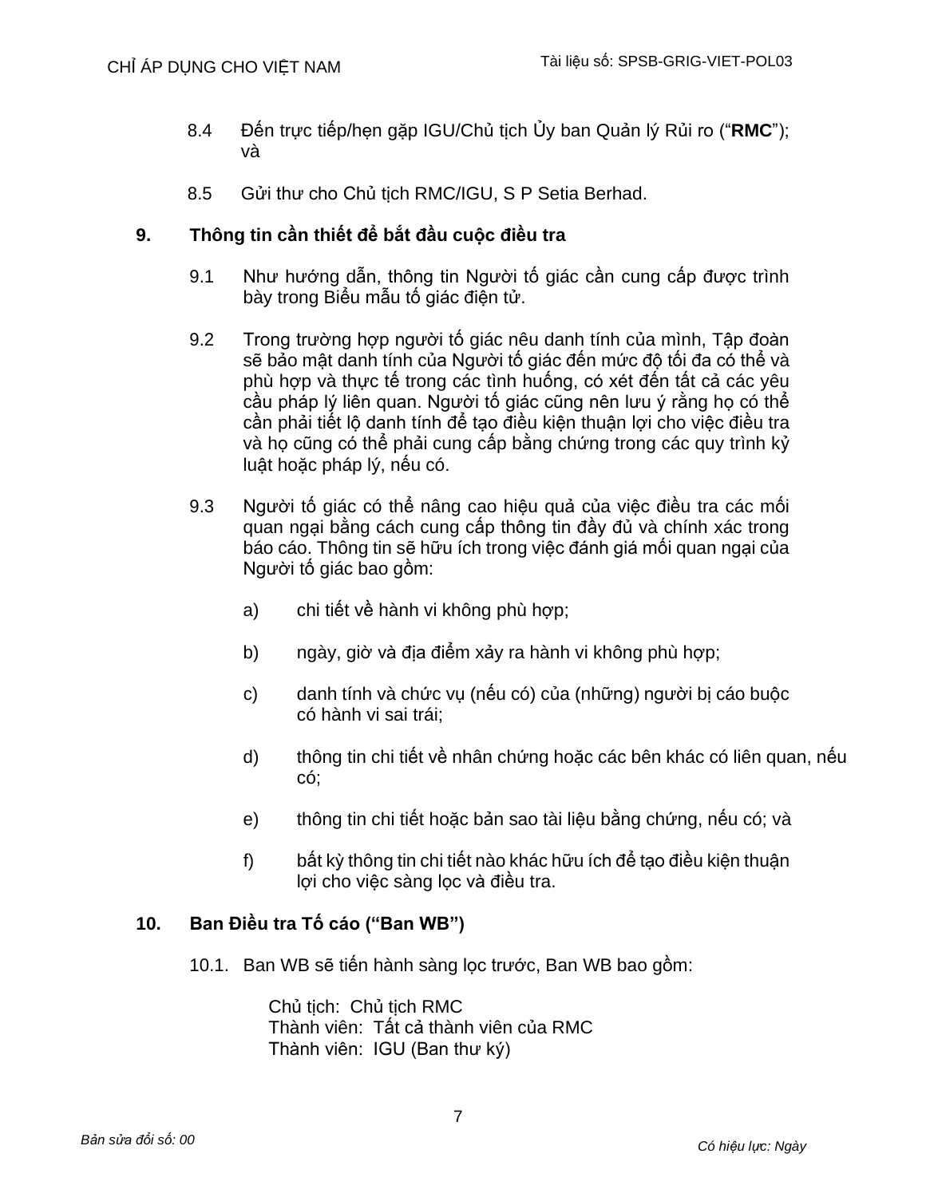8.4 Đến trực tiếp/hẹn gặp IGU/Chủ tịch Ủy ban Quản lý Rủi ro ("**RMC**"); và

8.5 Gửi thư cho Chủ tịch RMC/IGU, S P Setia Berhad.

## 9. Thông tin cần thiết để bắt đầu cuộc điều tra

9.1 Như hướng dẫn, thông tin Người tố giác cần cung cấp được trình bày trong Biểu mẫu tố giác điện tử.

9.2 Trong trường hợp người tố giác nêu danh tính của mình, Tập đoàn sẽ bảo mật danh tính của Người tố giác đến mức độ tối đa có thể và phù hợp và thực tế trong các tình huống, có xét đến tất cả các yêu cầu pháp lý liên quan. Người tố giác cũng nên lưu ý rằng họ có thể cần phải tiết lộ danh tính để tạo điều kiện thuận lợi cho việc điều tra và họ cũng có thể phải cung cấp bằng chứng trong các quy trình kỷ luật hoặc pháp lý, nếu có.

9.3 Người tố giác có thể nâng cao hiệu quả của việc điều tra các mối quan ngại bằng cách cung cấp thông tin đầy đủ và chính xác trong báo cáo. Thông tin sẽ hữu ích trong việc đánh giá mối quan ngại của Người tố giác bao gồm:

a) chi tiết về hành vi không phù hợp;

b) ngày, giờ và địa điểm xảy ra hành vi không phù hợp;

c) danh tính và chức vụ (nếu có) của (những) người bị cáo buộc có hành vi sai trái;

d) thông tin chi tiết về nhân chứng hoặc các bên khác có liên quan, nếu có;

e) thông tin chi tiết hoặc bản sao tài liệu bằng chứng, nếu có; và

f) bất kỳ thông tin chi tiết nào khác hữu ích để tạo điều kiện thuận lợi cho việc sàng lọc và điều tra.

## 10. Ban Điều tra Tố cáo ("Ban WB")

10.1. Ban WB sẽ tiến hành sàng lọc trước, Ban WB bao gồm:

Chủ tịch: Chủ tịch RMC
Thành viên: Tất cả thành viên của RMC
Thành viên: IGU (Ban thư ký)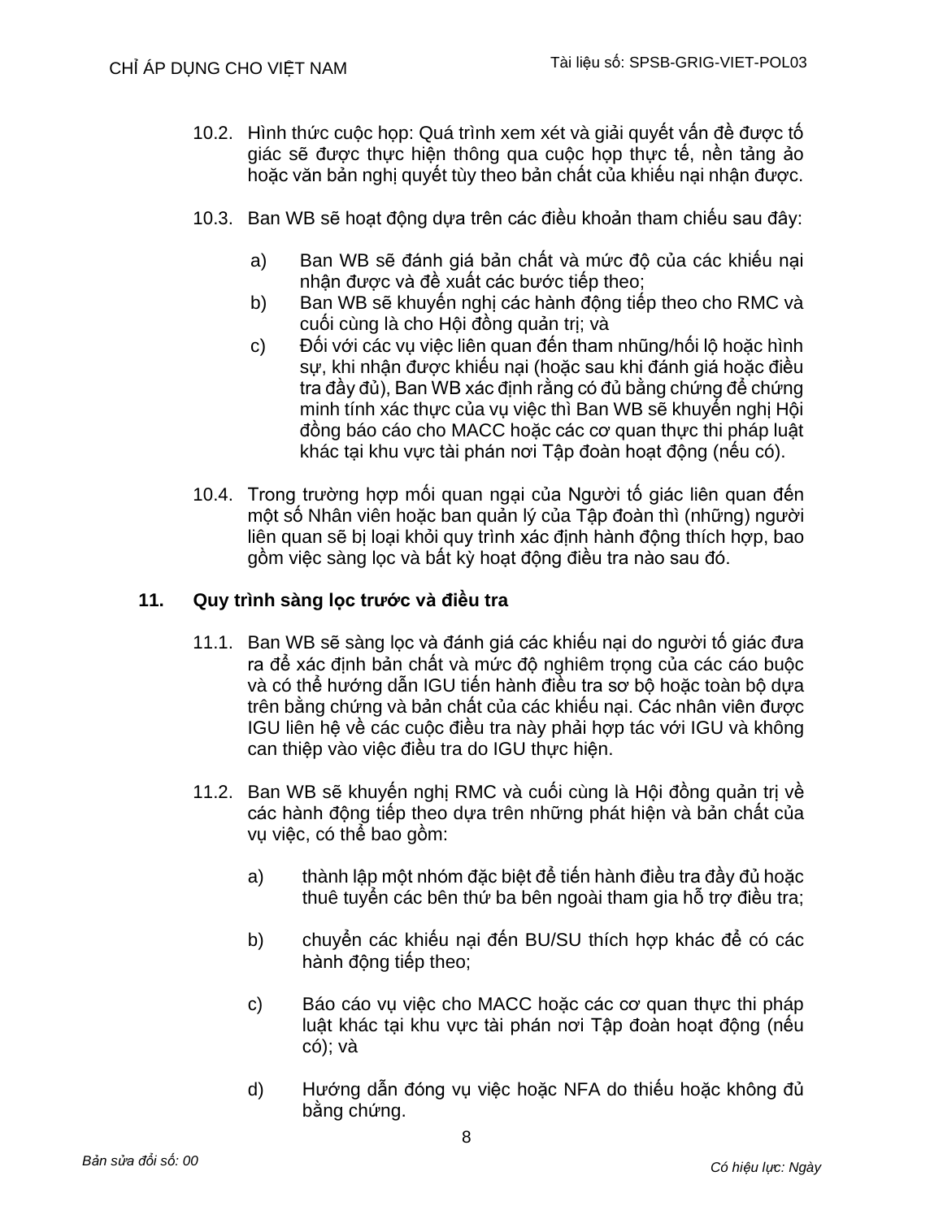10.2. Hình thức cuộc họp: Quá trình xem xét và giải quyết vấn đề được tố giác sẽ được thực hiện thông qua cuộc họp thực tế, nền tảng ảo hoặc văn bản nghị quyết tùy theo bản chất của khiếu nại nhận được.

10.3. Ban WB sẽ hoạt động dựa trên các điều khoản tham chiếu sau đây:

a) Ban WB sẽ đánh giá bản chất và mức độ của các khiếu nại nhận được và đề xuất các bước tiếp theo;
b) Ban WB sẽ khuyến nghị các hành động tiếp theo cho RMC và cuối cùng là cho Hội đồng quản trị; và
c) Đối với các vụ việc liên quan đến tham nhũng/hối lộ hoặc hình sự, khi nhận được khiếu nại (hoặc sau khi đánh giá hoặc điều tra đầy đủ), Ban WB xác định rằng có đủ bằng chứng để chứng minh tính xác thực của vụ việc thì Ban WB sẽ khuyến nghị Hội đồng báo cáo cho MACC hoặc các cơ quan thực thi pháp luật khác tại khu vực tài phán nơi Tập đoàn hoạt động (nếu có).

10.4. Trong trường hợp mối quan ngại của Người tố giác liên quan đến một số Nhân viên hoặc ban quản lý của Tập đoàn thì (những) người liên quan sẽ bị loại khỏi quy trình xác định hành động thích hợp, bao gồm việc sàng lọc và bất kỳ hoạt động điều tra nào sau đó.

## 11. Quy trình sàng lọc trước và điều tra

11.1. Ban WB sẽ sàng lọc và đánh giá các khiếu nại do người tố giác đưa ra để xác định bản chất và mức độ nghiêm trọng của các cáo buộc và có thể hướng dẫn IGU tiến hành điều tra sơ bộ hoặc toàn bộ dựa trên bằng chứng và bản chất của các khiếu nại. Các nhân viên được IGU liên hệ về các cuộc điều tra này phải hợp tác với IGU và không can thiệp vào việc điều tra do IGU thực hiện.

11.2. Ban WB sẽ khuyến nghị RMC và cuối cùng là Hội đồng quản trị về các hành động tiếp theo dựa trên những phát hiện và bản chất của vụ việc, có thể bao gồm:

a) thành lập một nhóm đặc biệt để tiến hành điều tra đầy đủ hoặc thuê tuyển các bên thứ ba bên ngoài tham gia hỗ trợ điều tra;

b) chuyển các khiếu nại đến BU/SU thích hợp khác để có các hành động tiếp theo;

c) Báo cáo vụ việc cho MACC hoặc các cơ quan thực thi pháp luật khác tại khu vực tài phán nơi Tập đoàn hoạt động (nếu có); và

d) Hướng dẫn đóng vụ việc hoặc NFA do thiếu hoặc không đủ bằng chứng.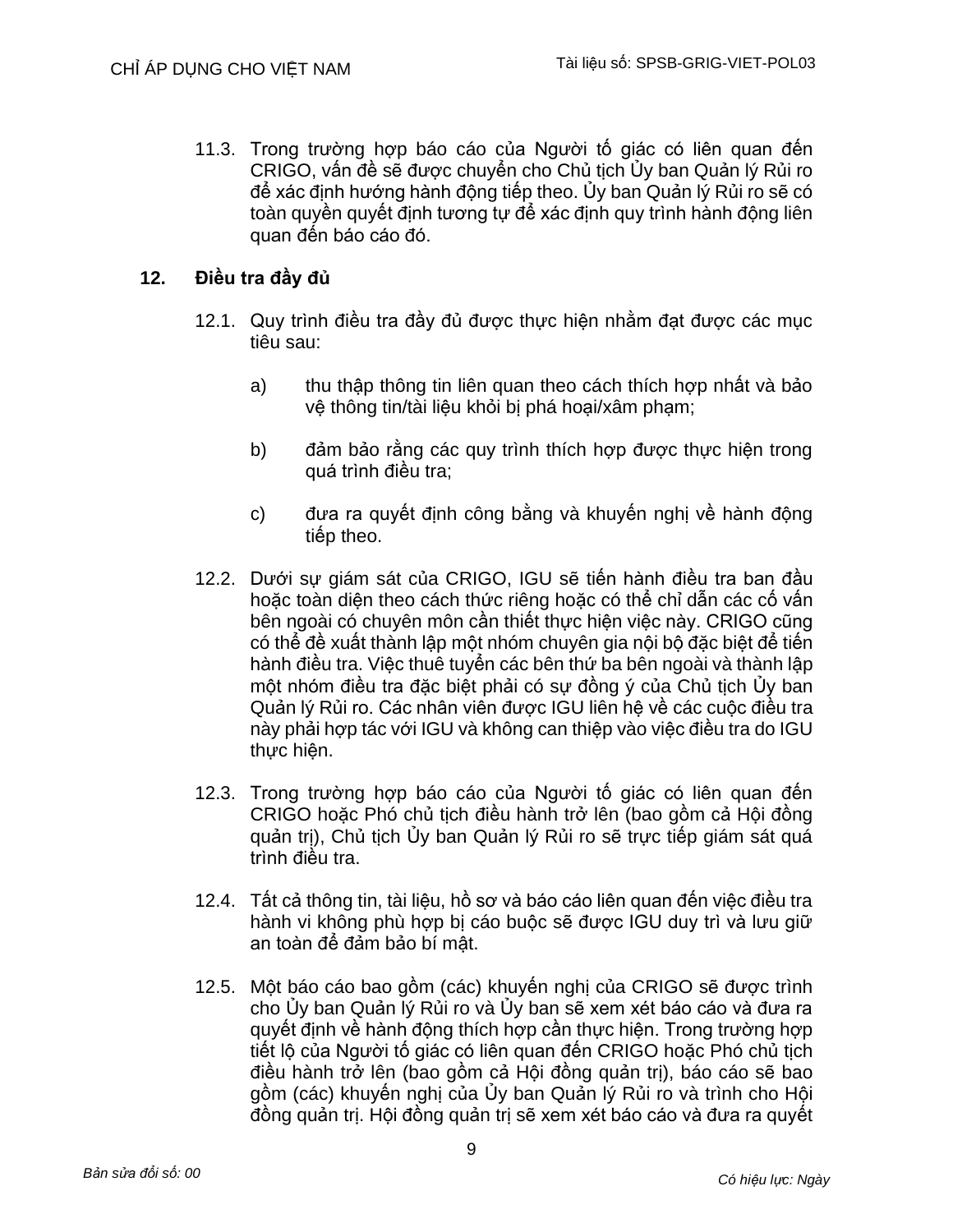11.3. Trong trường hợp báo cáo của Người tố giác có liên quan đến CRIGO, vấn đề sẽ được chuyển cho Chủ tịch Ủy ban Quản lý Rủi ro để xác định hướng hành động tiếp theo. Ủy ban Quản lý Rủi ro sẽ có toàn quyền quyết định tương tự để xác định quy trình hành động liên quan đến báo cáo đó.

## 12. Điều tra đầy đủ

12.1. Quy trình điều tra đầy đủ được thực hiện nhằm đạt được các mục tiêu sau:

a) thu thập thông tin liên quan theo cách thích hợp nhất và bảo vệ thông tin/tài liệu khỏi bị phá hoại/xâm phạm;

b) đảm bảo rằng các quy trình thích hợp được thực hiện trong quá trình điều tra;

c) đưa ra quyết định công bằng và khuyến nghị về hành động tiếp theo.

12.2. Dưới sự giám sát của CRIGO, IGU sẽ tiến hành điều tra ban đầu hoặc toàn diện theo cách thức riêng hoặc có thể chỉ dẫn các cố vấn bên ngoài có chuyên môn cần thiết thực hiện việc này. CRIGO cũng có thể đề xuất thành lập một nhóm chuyên gia nội bộ đặc biệt để tiến hành điều tra. Việc thuê tuyển các bên thứ ba bên ngoài và thành lập một nhóm điều tra đặc biệt phải có sự đồng ý của Chủ tịch Ủy ban Quản lý Rủi ro. Các nhân viên được IGU liên hệ về các cuộc điều tra này phải hợp tác với IGU và không can thiệp vào việc điều tra do IGU thực hiện.

12.3. Trong trường hợp báo cáo của Người tố giác có liên quan đến CRIGO hoặc Phó chủ tịch điều hành trở lên (bao gồm cả Hội đồng quản trị), Chủ tịch Ủy ban Quản lý Rủi ro sẽ trực tiếp giám sát quá trình điều tra.

12.4. Tất cả thông tin, tài liệu, hồ sơ và báo cáo liên quan đến việc điều tra hành vi không phù hợp bị cáo buộc sẽ được IGU duy trì và lưu giữ an toàn để đảm bảo bí mật.

12.5. Một báo cáo bao gồm (các) khuyến nghị của CRIGO sẽ được trình cho Ủy ban Quản lý Rủi ro và Ủy ban sẽ xem xét báo cáo và đưa ra quyết định về hành động thích hợp cần thực hiện. Trong trường hợp tiết lộ của Người tố giác có liên quan đến CRIGO hoặc Phó chủ tịch điều hành trở lên (bao gồm cả Hội đồng quản trị), báo cáo sẽ bao gồm (các) khuyến nghị của Ủy ban Quản lý Rủi ro và trình cho Hội đồng quản trị. Hội đồng quản trị sẽ xem xét báo cáo và đưa ra quyết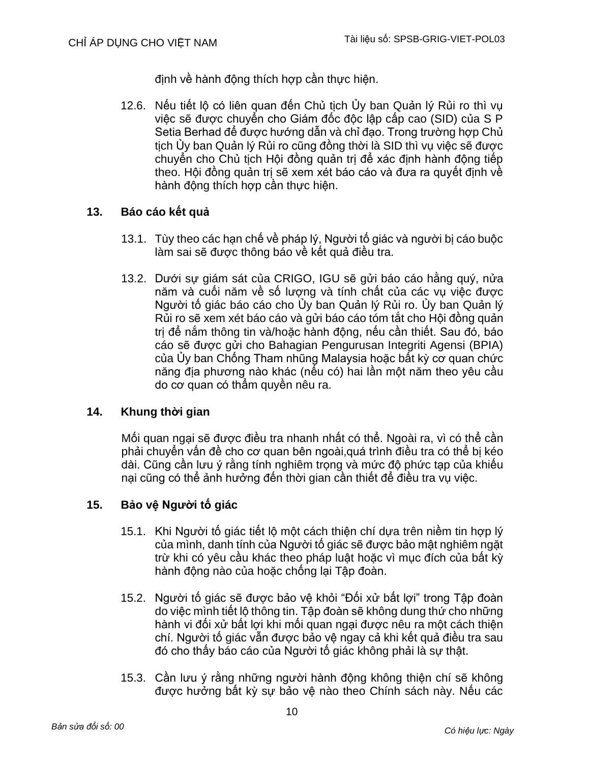định về hành động thích hợp cần thực hiện.

12.6. Nếu tiết lộ có liên quan đến Chủ tịch Ủy ban Quản lý Rủi ro thì vụ việc sẽ được chuyển cho Giám đốc độc lập cấp cao (SID) của S P Setia Berhad để được hướng dẫn và chỉ đạo. Trong trường hợp Chủ tịch Ủy ban Quản lý Rủi ro cũng đồng thời là SID thì vụ việc sẽ được chuyển cho Chủ tịch Hội đồng quản trị để xác định hành động tiếp theo. Hội đồng quản trị sẽ xem xét báo cáo và đưa ra quyết định về hành động thích hợp cần thực hiện.

## 13. Báo cáo kết quả

13.1. Tùy theo các hạn chế về pháp lý, Người tố giác và người bị cáo buộc làm sai sẽ được thông báo về kết quả điều tra.

13.2. Dưới sự giám sát của CRIGO, IGU sẽ gửi báo cáo hằng quý, nửa năm và cuối năm về số lượng và tính chất của các vụ việc được Người tố giác báo cáo cho Ủy ban Quản lý Rủi ro. Ủy ban Quản lý Rủi ro sẽ xem xét báo cáo và gửi báo cáo tóm tắt cho Hội đồng quản trị để nắm thông tin và/hoặc hành động, nếu cần thiết. Sau đó, báo cáo sẽ được gửi cho Bahagian Pengurusan Integriti Agensi (BPIA) của Ủy ban Chống Tham nhũng Malaysia hoặc bất kỳ cơ quan chức năng địa phương nào khác (nếu có) hai lần một năm theo yêu cầu do cơ quan có thẩm quyền nêu ra.

## 14. Khung thời gian

Mối quan ngại sẽ được điều tra nhanh nhất có thể. Ngoài ra, vì có thể cần phải chuyển vấn đề cho cơ quan bên ngoài,quá trình điều tra có thể bị kéo dài. Cũng cần lưu ý rằng tính nghiêm trọng và mức độ phức tạp của khiếu nại cũng có thể ảnh hưởng đến thời gian cần thiết để điều tra vụ việc.

## 15. Bảo vệ Người tố giác

15.1. Khi Người tố giác tiết lộ một cách thiện chí dựa trên niềm tin hợp lý của mình, danh tính của Người tố giác sẽ được bảo mật nghiêm ngặt trừ khi có yêu cầu khác theo pháp luật hoặc vì mục đích của bất kỳ hành động nào của hoặc chống lại Tập đoàn.

15.2. Người tố giác sẽ được bảo vệ khỏi "Đối xử bất lợi" trong Tập đoàn do việc mình tiết lộ thông tin. Tập đoàn sẽ không dung thứ cho những hành vi đối xử bất lợi khi mối quan ngại được nêu ra một cách thiện chí. Người tố giác vẫn được bảo vệ ngay cả khi kết quả điều tra sau đó cho thấy báo cáo của Người tố giác không phải là sự thật.

15.3. Cần lưu ý rằng những người hành động không thiện chí sẽ không được hưởng bất kỳ sự bảo vệ nào theo Chính sách này. Nếu các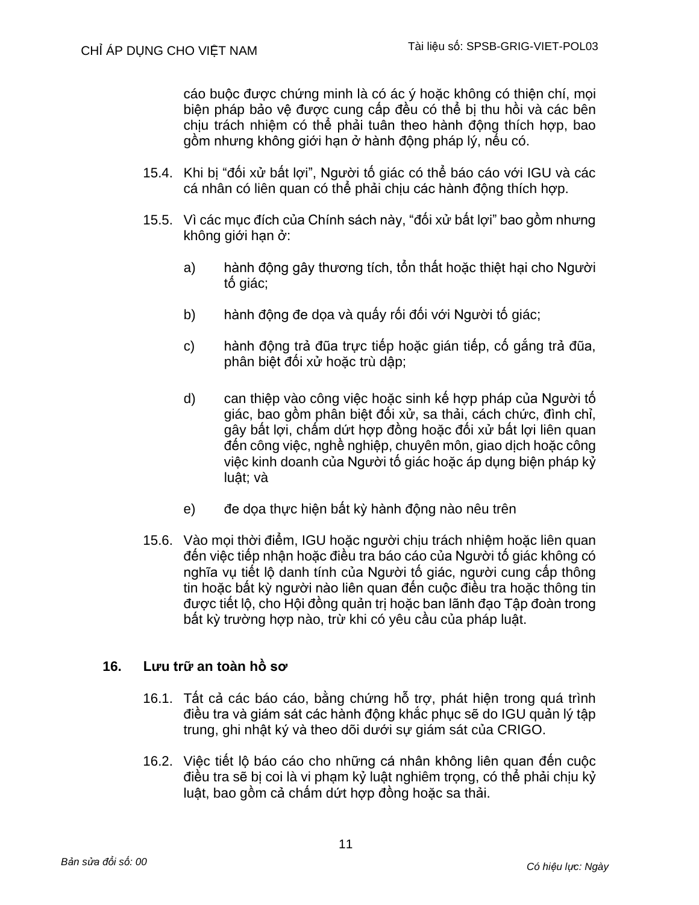cáo buộc được chứng minh là có ác ý hoặc không có thiện chí, mọi biện pháp bảo vệ được cung cấp đều có thể bị thu hồi và các bên chịu trách nhiệm có thể phải tuân theo hành động thích hợp, bao gồm nhưng không giới hạn ở hành động pháp lý, nếu có.

15.4. Khi bị "đối xử bất lợi", Người tố giác có thể báo cáo với IGU và các cá nhân có liên quan có thể phải chịu các hành động thích hợp.

15.5. Vì các mục đích của Chính sách này, "đối xử bất lợi" bao gồm nhưng không giới hạn ở:

a) hành động gây thương tích, tổn thất hoặc thiệt hại cho Người tố giác;

b) hành động đe dọa và quấy rối đối với Người tố giác;

c) hành động trả đũa trực tiếp hoặc gián tiếp, cố gắng trả đũa, phân biệt đối xử hoặc trù dập;

d) can thiệp vào công việc hoặc sinh kế hợp pháp của Người tố giác, bao gồm phân biệt đối xử, sa thải, cách chức, đình chỉ, gây bất lợi, chấm dứt hợp đồng hoặc đối xử bất lợi liên quan đến công việc, nghề nghiệp, chuyên môn, giao dịch hoặc công việc kinh doanh của Người tố giác hoặc áp dụng biện pháp kỷ luật; và

e) đe dọa thực hiện bất kỳ hành động nào nêu trên

15.6. Vào mọi thời điểm, IGU hoặc người chịu trách nhiệm hoặc liên quan đến việc tiếp nhận hoặc điều tra báo cáo của Người tố giác không có nghĩa vụ tiết lộ danh tính của Người tố giác, người cung cấp thông tin hoặc bất kỳ người nào liên quan đến cuộc điều tra hoặc thông tin được tiết lộ, cho Hội đồng quản trị hoặc ban lãnh đạo Tập đoàn trong bất kỳ trường hợp nào, trừ khi có yêu cầu của pháp luật.

## 16. Lưu trữ an toàn hồ sơ

16.1. Tất cả các báo cáo, bằng chứng hỗ trợ, phát hiện trong quá trình điều tra và giám sát các hành động khắc phục sẽ do IGU quản lý tập trung, ghi nhật ký và theo dõi dưới sự giám sát của CRIGO.

16.2. Việc tiết lộ báo cáo cho những cá nhân không liên quan đến cuộc điều tra sẽ bị coi là vi phạm kỷ luật nghiêm trọng, có thể phải chịu kỷ luật, bao gồm cả chấm dứt hợp đồng hoặc sa thải.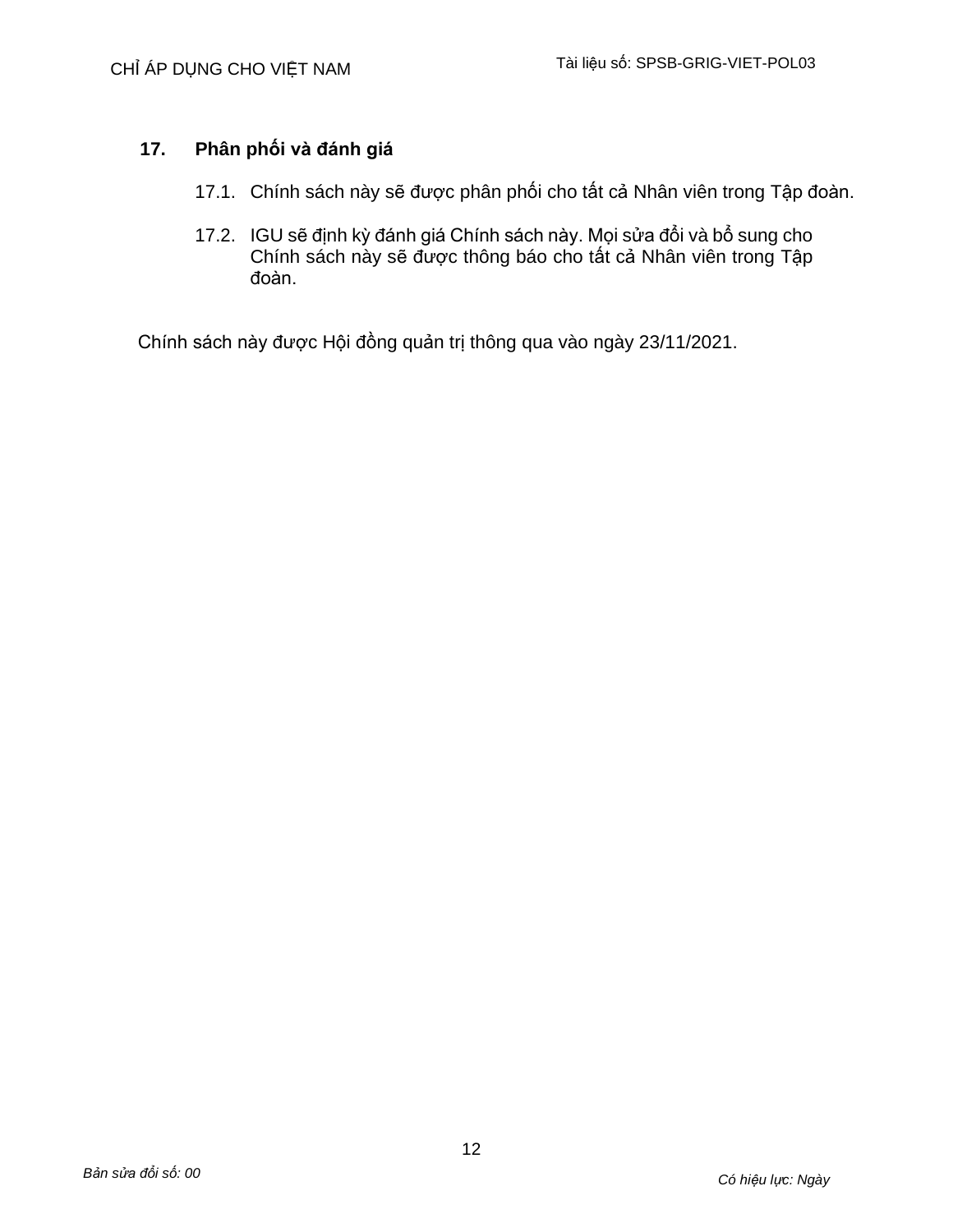## 17. Phân phối và đánh giá

17.1. Chính sách này sẽ được phân phối cho tất cả Nhân viên trong Tập đoàn.

17.2. IGU sẽ định kỳ đánh giá Chính sách này. Mọi sửa đổi và bổ sung cho Chính sách này sẽ được thông báo cho tất cả Nhân viên trong Tập đoàn.

Chính sách này được Hội đồng quản trị thông qua vào ngày 23/11/2021.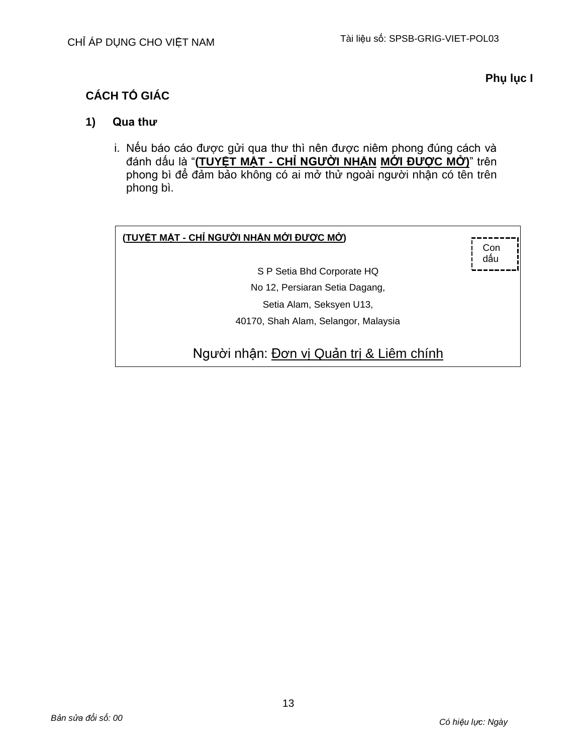**Phụ lục I**

## CÁCH TỐ GIÁC

### 1) Qua thư

i. Nếu báo cáo được gửi qua thư thì nên được niêm phong đúng cách và đánh dấu là "**(TUYỆT MẬT - CHỈ NGƯỜI NHẬN MỚI ĐƯỢC MỞ)**" trên phong bì để đảm bảo không có ai mở thử ngoài người nhận có tên trên phong bì.

> **(TUYỆT MẬT - CHỈ NGƯỜI NHẬN MỚI ĐƯỢC MỞ)**
>
> Con dấu
>
> S P Setia Bhd Corporate HQ
> No 12, Persiaran Setia Dagang,
> Setia Alam, Seksyen U13,
> 40170, Shah Alam, Selangor, Malaysia
>
> Người nhận: Đơn vị Quản trị & Liêm chính

*Bản sửa đổi số: 00*

*Có hiệu lực: Ngày*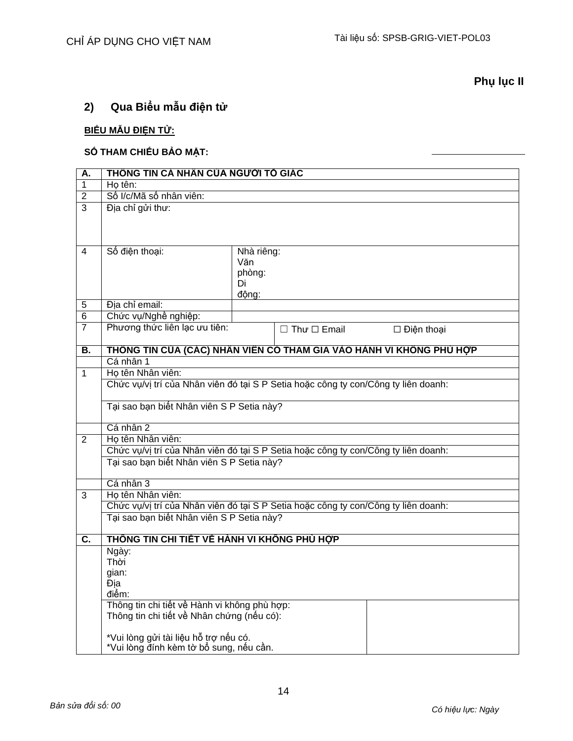**Phụ lục II**

## 2) Qua Biểu mẫu điện tử

**BIỂU MẪU ĐIỆN TỬ:**

**SỐ THAM CHIẾU BẢO MẬT:** ____________________

| | | | |
|---|---|---|---|
| **A.** | **THÔNG TIN CÁ NHÂN CỦA NGƯỜI TỐ GIÁC** | | |
| 1 | Họ tên: | | |
| 2 | Số I/c/Mã số nhân viên: | | |
| 3 | Địa chỉ gửi thư: | | |
| 4 | Số điện thoại: | Nhà riêng:<br>Văn phòng:<br>Di động: | |
| 5 | Địa chỉ email: | | |
| 6 | Chức vụ/Nghề nghiệp: | | |
| 7 | Phương thức liên lạc ưu tiên: | ☐ Thư ☐ Email ☐ Điện thoại | |
| **B.** | **THÔNG TIN CỦA (CÁC) NHÂN VIÊN CÓ THAM GIA VÀO HÀNH VI KHÔNG PHÙ HỢP** | | |
| | Cá nhân 1 | | |
| 1 | Họ tên Nhân viên: | | |
| | Chức vụ/vị trí của Nhân viên đó tại S P Setia hoặc công ty con/Công ty liên doanh: | | |
| | Tại sao bạn biết Nhân viên S P Setia này? | | |
| | Cá nhân 2 | | |
| 2 | Họ tên Nhân viên: | | |
| | Chức vụ/vị trí của Nhân viên đó tại S P Setia hoặc công ty con/Công ty liên doanh: | | |
| | Tại sao bạn biết Nhân viên S P Setia này? | | |
| | Cá nhân 3 | | |
| 3 | Họ tên Nhân viên: | | |
| | Chức vụ/vị trí của Nhân viên đó tại S P Setia hoặc công ty con/Công ty liên doanh: | | |
| | Tại sao bạn biết Nhân viên S P Setia này? | | |
| **C.** | **THÔNG TIN CHI TIẾT VỀ HÀNH VI KHÔNG PHÙ HỢP** | | |
| | Ngày:<br>Thời gian:<br>Địa điểm: | | |
| | Thông tin chi tiết về Hành vi không phù hợp:<br>Thông tin chi tiết về Nhân chứng (nếu có):<br><br>*Vui lòng gửi tài liệu hỗ trợ nếu có.<br>*Vui lòng đính kèm tờ bổ sung, nếu cần. | | |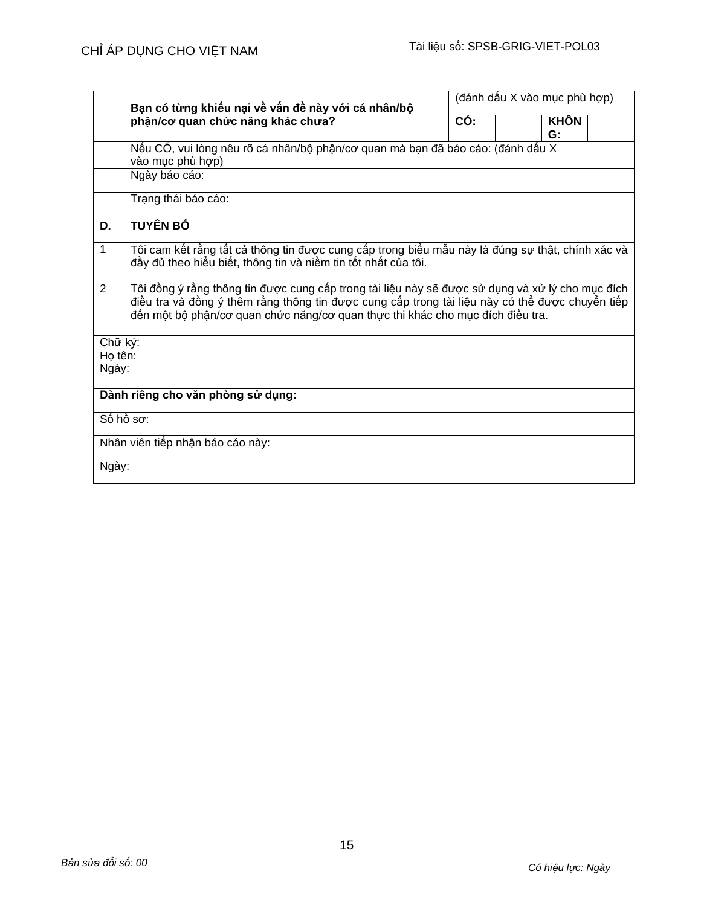| | Bạn có từng khiếu nại về vấn đề này với cá nhân/bộ phận/cơ quan chức năng khác chưa? | (đánh dấu X vào mục phù hợp) | | | |
|---|---|---|---|---|---|
| | | CÓ: | | KHÔNG: | |
| | Nếu CÓ, vui lòng nêu rõ cá nhân/bộ phận/cơ quan mà bạn đã báo cáo: (đánh dấu X vào mục phù hợp) | | | | |
| | Ngày báo cáo: | | | | |
| | Trạng thái báo cáo: | | | | |
| **D.** | **TUYÊN BỐ** | | | | |
| 1<br><br>2 | Tôi cam kết rằng tất cả thông tin được cung cấp trong biểu mẫu này là đúng sự thật, chính xác và đầy đủ theo hiểu biết, thông tin và niềm tin tốt nhất của tôi.<br><br>Tôi đồng ý rằng thông tin được cung cấp trong tài liệu này sẽ được sử dụng và xử lý cho mục đích điều tra và đồng ý thêm rằng thông tin được cung cấp trong tài liệu này có thể được chuyển tiếp đến một bộ phận/cơ quan chức năng/cơ quan thực thi khác cho mục đích điều tra. | | | | |
| Chữ ký:<br>Họ tên:<br>Ngày: | | | | | |
| **Dành riêng cho văn phòng sử dụng:** | | | | | |
| Số hồ sơ: | | | | | |
| Nhân viên tiếp nhận báo cáo này: | | | | | |
| Ngày: | | | | | |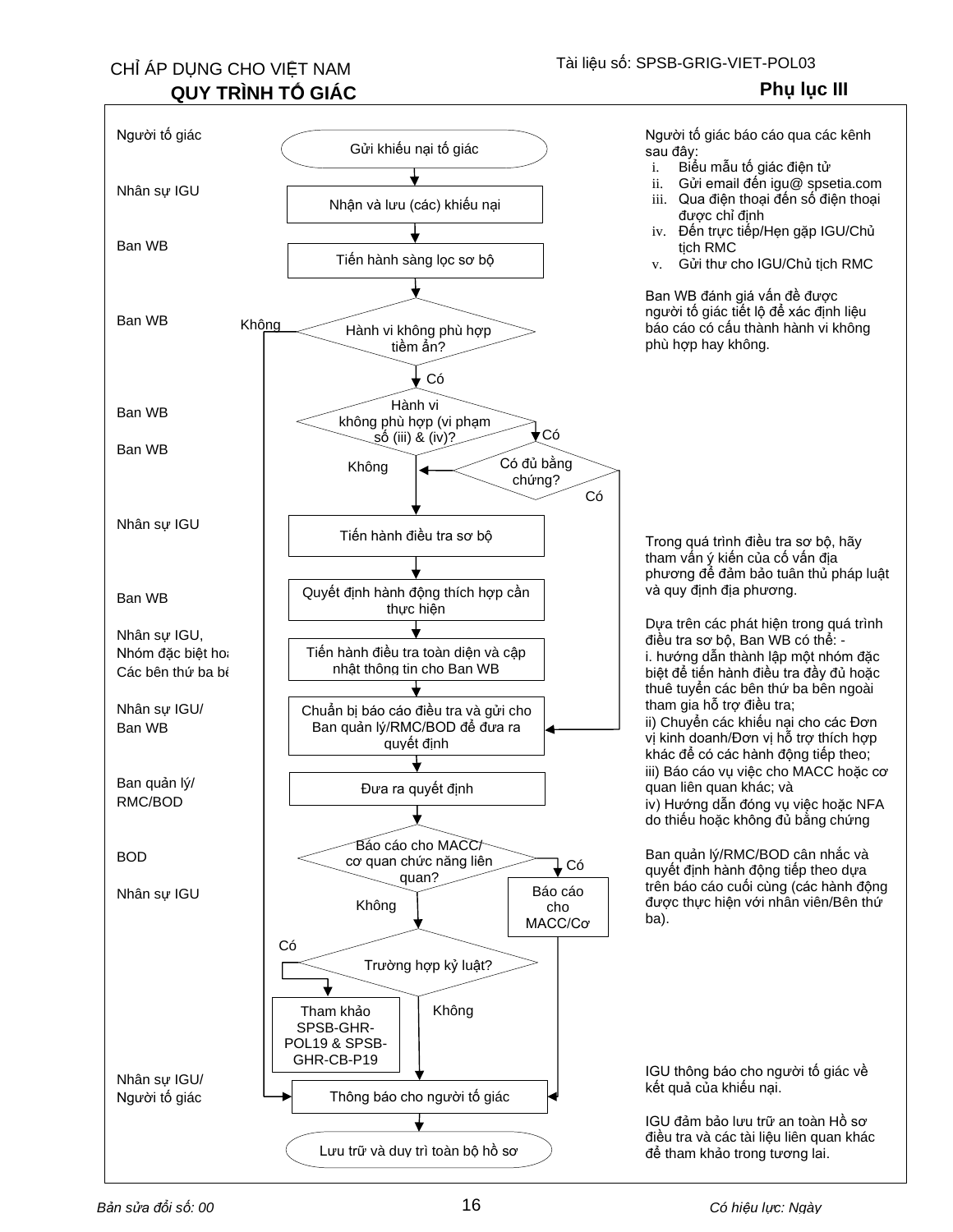CHỈ ÁP DỤNG CHO VIỆT NAM

Tài liệu số: SPSB-GRIG-VIET-POL03

## QUY TRÌNH TỐ GIÁC

**Phụ lục III**

Người tố giác

Gửi khiếu nại tố giác

Nhân sự IGU

Nhận và lưu (các) khiếu nại

Ban WB

Tiến hành sàng lọc sơ bộ

Ban WB

Hành vi không phù hợp tiềm ẩn?

Không

Có

Ban WB

Hành vi không phù hợp (vi phạm số (iii) & (iv)?

Có

Ban WB

Có đủ bằng chứng?

Không

Có

Nhân sự IGU

Tiến hành điều tra sơ bộ

Ban WB

Quyết định hành động thích hợp cần thực hiện

Nhân sự IGU, Nhóm đặc biệt hoặc Các bên thứ ba bên

Tiến hành điều tra toàn diện và cập nhật thông tin cho Ban WB

Nhân sự IGU/ Ban WB

Chuẩn bị báo cáo điều tra và gửi cho Ban quản lý/RMC/BOD để đưa ra quyết định

Ban quản lý/ RMC/BOD

Đưa ra quyết định

BOD

Báo cáo cho MACC/ cơ quan chức năng liên quan?

Có

Báo cáo cho MACC/Cơ

Nhân sự IGU

Không

Có

Trường hợp kỷ luật?

Tham khảo SPSB-GHR-POL19 & SPSB-GHR-CB-P19

Không

Nhân sự IGU/ Người tố giác

Thông báo cho người tố giác

Lưu trữ và duy trì toàn bộ hồ sơ

Người tố giác báo cáo qua các kênh sau đây:

i. Biểu mẫu tố giác điện tử
ii. Gửi email đến igu@ spsetia.com
iii. Qua điện thoại đến số điện thoại được chỉ định
iv. Đến trực tiếp/Hẹn gặp IGU/Chủ tịch RMC
v. Gửi thư cho IGU/Chủ tịch RMC

Ban WB đánh giá vấn đề được người tố giác tiết lộ để xác định liệu báo cáo có cấu thành hành vi không phù hợp hay không.

Trong quá trình điều tra sơ bộ, hãy tham vấn ý kiến của cố vấn địa phương để đảm bảo tuân thủ pháp luật và quy định địa phương.

Dựa trên các phát hiện trong quá trình điều tra sơ bộ, Ban WB có thể: -
i. hướng dẫn thành lập một nhóm đặc biệt để tiến hành điều tra đầy đủ hoặc thuê tuyển các bên thứ ba bên ngoài tham gia hỗ trợ điều tra;
ii) Chuyển các khiếu nại cho các Đơn vị kinh doanh/Đơn vị hỗ trợ thích hợp khác để có các hành động tiếp theo;
iii) Báo cáo vụ việc cho MACC hoặc cơ quan liên quan khác; và
iv) Hướng dẫn đóng vụ việc hoặc NFA do thiếu hoặc không đủ bằng chứng

Ban quản lý/RMC/BOD cân nhắc và quyết định hành động tiếp theo dựa trên báo cáo cuối cùng (các hành động được thực hiện với nhân viên/Bên thứ ba).

IGU thông báo cho người tố giác về kết quả của khiếu nại.

IGU đảm bảo lưu trữ an toàn Hồ sơ điều tra và các tài liệu liên quan khác để tham khảo trong tương lai.

*Bản sửa đổi số: 00*

*Có hiệu lực: Ngày*